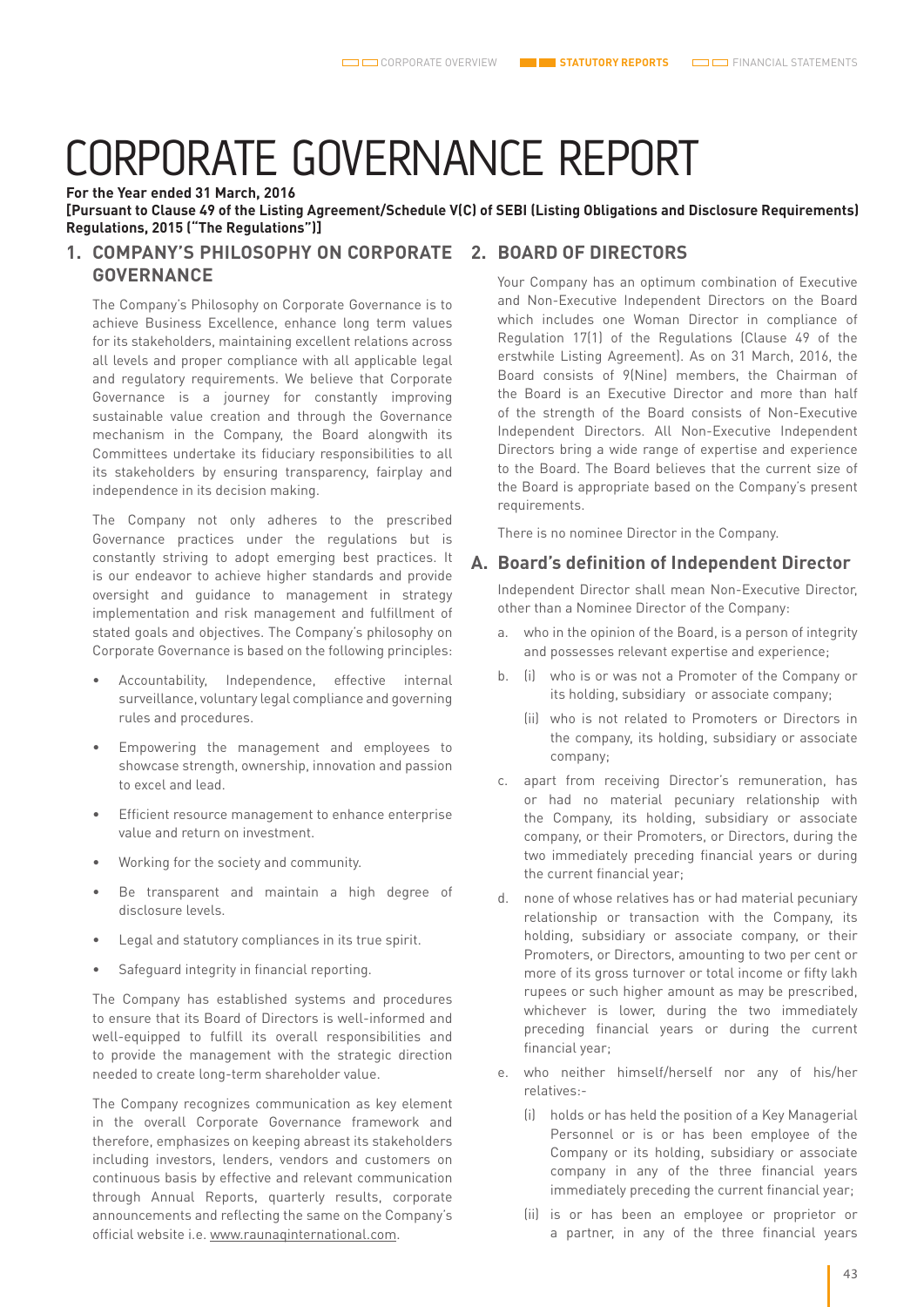# CORPORATE GOVERNANCE REPORT

**For the Year ended 31 March, 2016**

**[Pursuant to Clause 49 of the Listing Agreement/Schedule V(C) of SEBI (Listing Obligations and Disclosure Requirements) Regulations, 2015 ("The Regulations")]**

## 1. COMPANY'S PHILOSOPHY ON CORPORATE GOVERNANCE

The Company's Philosophy on Corporate Governance is to achieve Business Excellence, enhance long term values for its stakeholders, maintaining excellent relations across all levels and proper compliance with all applicable legal and regulatory requirements. We believe that Corporate Governance is a journey for constantly improving sustainable value creation and through the Governance mechanism in the Company, the Board alongwith its Committees undertake its fiduciary responsibilities to all its stakeholders by ensuring transparency, fairplay and independence in its decision making.

The Company not only adheres to the prescribed Governance practices under the regulations but is constantly striving to adopt emerging best practices. It is our endeavor to achieve higher standards and provide oversight and guidance to management in strategy implementation and risk management and fulfillment of stated goals and objectives. The Company's philosophy on Corporate Governance is based on the following principles:

- Accountability, Independence, effective internal surveillance, voluntary legal compliance and governing rules and procedures.
- Empowering the management and employees to showcase strength, ownership, innovation and passion to excel and lead.
- Efficient resource management to enhance enterprise value and return on investment.
- Working for the society and community.
- Be transparent and maintain a high degree of disclosure levels.
- Legal and statutory compliances in its true spirit.
- Safeguard integrity in financial reporting.

The Company has established systems and procedures to ensure that its Board of Directors is well-informed and well-equipped to fulfill its overall responsibilities and to provide the management with the strategic direction needed to create long-term shareholder value.

The Company recognizes communication as key element in the overall Corporate Governance framework and therefore, emphasizes on keeping abreast its stakeholders including investors, lenders, vendors and customers on continuous basis by effective and relevant communication through Annual Reports, quarterly results, corporate announcements and reflecting the same on the Company's official website i.e. www.raunaqinternational.com.

## 2. BOARD OF DIRECTORS

Your Company has an optimum combination of Executive and Non-Executive Independent Directors on the Board which includes one Woman Director in compliance of Regulation 17(1) of the Regulations (Clause 49 of the erstwhile Listing Agreement). As on 31 March, 2016, the Board consists of 9(Nine) members, the Chairman of the Board is an Executive Director and more than half of the strength of the Board consists of Non-Executive Independent Directors. All Non-Executive Independent Directors bring a wide range of expertise and experience to the Board. The Board believes that the current size of the Board is appropriate based on the Company's present requirements.

There is no nominee Director in the Company.

### A. Board's definition of Independent Director

Independent Director shall mean Non-Executive Director, other than a Nominee Director of the Company:

a. who in the opinion of the Board, is a person of integrity and possesses relevant expertise and experience;

b. (i) who is or was not a Promoter of the Company or its holding, subsidiary or associate company;

   (ii) who is not related to Promoters or Directors in the company, its holding, subsidiary or associate company;

c. apart from receiving Director's remuneration, has or had no material pecuniary relationship with the Company, its holding, subsidiary or associate company, or their Promoters, or Directors, during the two immediately preceding financial years or during the current financial year;

d. none of whose relatives has or had material pecuniary relationship or transaction with the Company, its holding, subsidiary or associate company, or their Promoters, or Directors, amounting to two per cent or more of its gross turnover or total income or fifty lakh rupees or such higher amount as may be prescribed, whichever is lower, during the two immediately preceding financial years or during the current financial year;

e. who neither himself/herself nor any of his/her relatives:-

   (i) holds or has held the position of a Key Managerial Personnel or is or has been employee of the Company or its holding, subsidiary or associate company in any of the three financial years immediately preceding the current financial year;

   (ii) is or has been an employee or proprietor or a partner, in any of the three financial years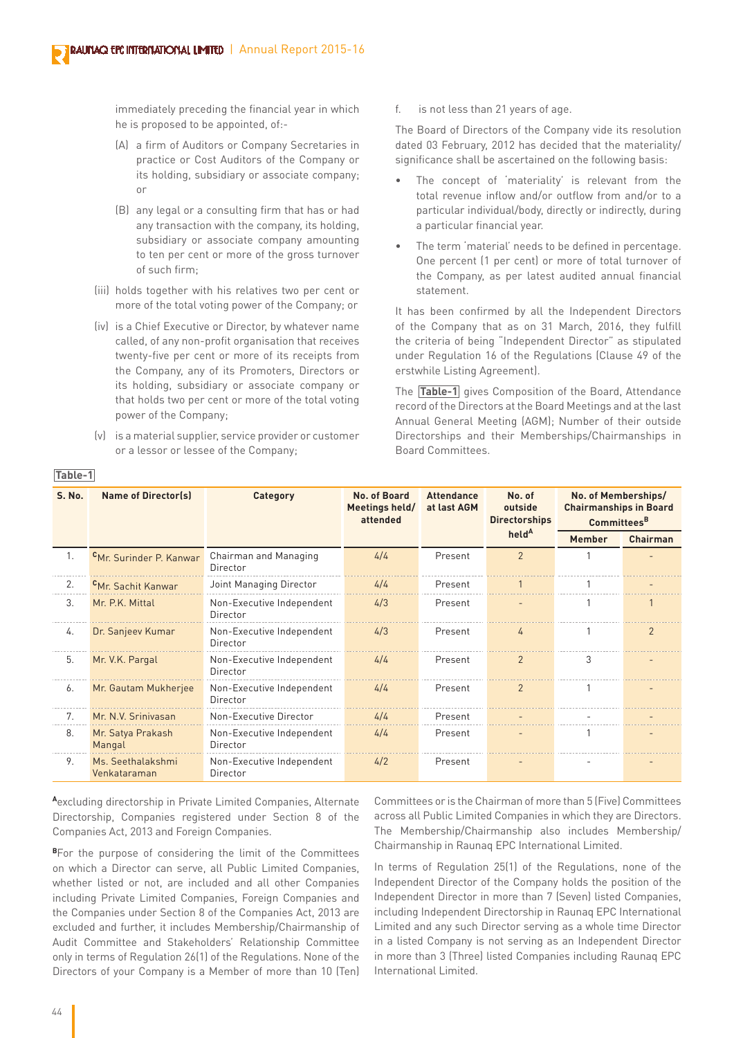immediately preceding the financial year in which he is proposed to be appointed, of:-

(A) a firm of Auditors or Company Secretaries in practice or Cost Auditors of the Company or its holding, subsidiary or associate company; or

(B) any legal or a consulting firm that has or had any transaction with the company, its holding, subsidiary or associate company amounting to ten per cent or more of the gross turnover of such firm;

(iii) holds together with his relatives two per cent or more of the total voting power of the Company; or

(iv) is a Chief Executive or Director, by whatever name called, of any non-profit organisation that receives twenty-five per cent or more of its receipts from the Company, any of its Promoters, Directors or its holding, subsidiary or associate company or that holds two per cent or more of the total voting power of the Company;

(v) is a material supplier, service provider or customer or a lessor or lessee of the Company;

f. is not less than 21 years of age.

The Board of Directors of the Company vide its resolution dated 03 February, 2012 has decided that the materiality/ significance shall be ascertained on the following basis:

- The concept of 'materiality' is relevant from the total revenue inflow and/or outflow from and/or to a particular individual/body, directly or indirectly, during a particular financial year.
- The term 'material' needs to be defined in percentage. One percent (1 per cent) or more of total turnover of the Company, as per latest audited annual financial statement.

It has been confirmed by all the Independent Directors of the Company that as on 31 March, 2016, they fulfill the criteria of being "Independent Director" as stipulated under Regulation 16 of the Regulations (Clause 49 of the erstwhile Listing Agreement).

The **Table-1** gives Composition of the Board, Attendance record of the Directors at the Board Meetings and at the last Annual General Meeting (AGM); Number of their outside Directorships and their Memberships/Chairmanships in Board Committees.

**Table-1**

| S. No. | Name of Director(s) | Category | No. of Board Meetings held/ attended | Attendance at last AGM | No. of outside Directorships held[A] | No. of Memberships/ Chairmanships in Board Committees[B] | |
|---|---|---|---|---|---|---|---|
| | | | | | | Member | Chairman |
| 1. | [C]Mr. Surinder P. Kanwar | Chairman and Managing Director | 4/4 | Present | 2 | 1 | - |
| 2. | [C]Mr. Sachit Kanwar | Joint Managing Director | 4/4 | Present | 1 | 1 | - |
| 3. | Mr. P.K. Mittal | Non-Executive Independent Director | 4/3 | Present | - | 1 | 1 |
| 4. | Dr. Sanjeev Kumar | Non-Executive Independent Director | 4/3 | Present | 4 | 1 | 2 |
| 5. | Mr. V.K. Pargal | Non-Executive Independent Director | 4/4 | Present | 2 | 3 | - |
| 6. | Mr. Gautam Mukherjee | Non-Executive Independent Director | 4/4 | Present | 2 | 1 | - |
| 7. | Mr. N.V. Srinivasan | Non-Executive Director | 4/4 | Present | - | - | - |
| 8. | Mr. Satya Prakash Mangal | Non-Executive Independent Director | 4/4 | Present | - | 1 | - |
| 9. | Ms. Seethalakshmi Venkataraman | Non-Executive Independent Director | 4/2 | Present | - | - | - |

[A]excluding directorship in Private Limited Companies, Alternate Directorship, Companies registered under Section 8 of the Companies Act, 2013 and Foreign Companies.

[B]For the purpose of considering the limit of the Committees on which a Director can serve, all Public Limited Companies, whether listed or not, are included and all other Companies including Private Limited Companies, Foreign Companies and the Companies under Section 8 of the Companies Act, 2013 are excluded and further, it includes Membership/Chairmanship of Audit Committee and Stakeholders' Relationship Committee only in terms of Regulation 26(1) of the Regulations. None of the Directors of your Company is a Member of more than 10 (Ten) Committees or is the Chairman of more than 5 (Five) Committees across all Public Limited Companies in which they are Directors. The Membership/Chairmanship also includes Membership/ Chairmanship in Raunaq EPC International Limited.

In terms of Regulation 25(1) of the Regulations, none of the Independent Director of the Company holds the position of the Independent Director in more than 7 (Seven) listed Companies, including Independent Directorship in Raunaq EPC International Limited and any such Director serving as a whole time Director in a listed Company is not serving as an Independent Director in more than 3 (Three) listed Companies including Raunaq EPC International Limited.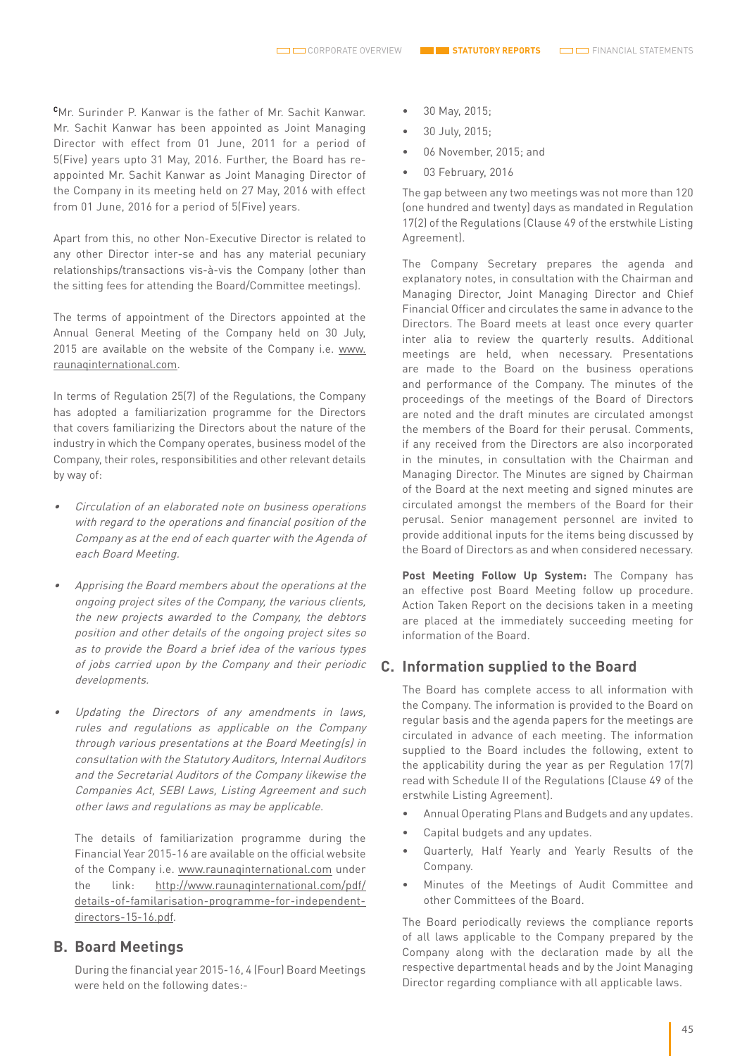[c]Mr. Surinder P. Kanwar is the father of Mr. Sachit Kanwar. Mr. Sachit Kanwar has been appointed as Joint Managing Director with effect from 01 June, 2011 for a period of 5(Five) years upto 31 May, 2016. Further, the Board has re-appointed Mr. Sachit Kanwar as Joint Managing Director of the Company in its meeting held on 27 May, 2016 with effect from 01 June, 2016 for a period of 5(Five) years.

Apart from this, no other Non-Executive Director is related to any other Director inter-se and has any material pecuniary relationships/transactions vis-à-vis the Company (other than the sitting fees for attending the Board/Committee meetings).

The terms of appointment of the Directors appointed at the Annual General Meeting of the Company held on 30 July, 2015 are available on the website of the Company i.e. www.raunaqinternational.com.

In terms of Regulation 25(7) of the Regulations, the Company has adopted a familiarization programme for the Directors that covers familiarizing the Directors about the nature of the industry in which the Company operates, business model of the Company, their roles, responsibilities and other relevant details by way of:

- *Circulation of an elaborated note on business operations with regard to the operations and financial position of the Company as at the end of each quarter with the Agenda of each Board Meeting.*
- *Apprising the Board members about the operations at the ongoing project sites of the Company, the various clients, the new projects awarded to the Company, the debtors position and other details of the ongoing project sites so as to provide the Board a brief idea of the various types of jobs carried upon by the Company and their periodic developments.*
- *Updating the Directors of any amendments in laws, rules and regulations as applicable on the Company through various presentations at the Board Meeting(s) in consultation with the Statutory Auditors, Internal Auditors and the Secretarial Auditors of the Company likewise the Companies Act, SEBI Laws, Listing Agreement and such other laws and regulations as may be applicable.*

The details of familiarization programme during the Financial Year 2015-16 are available on the official website of the Company i.e. www.raunaqinternational.com under the link: http://www.raunaqinternational.com/pdf/details-of-familarisation-programme-for-independent-directors-15-16.pdf.

## B. Board Meetings

During the financial year 2015-16, 4 (Four) Board Meetings were held on the following dates:-

- 30 May, 2015;
- 30 July, 2015;
- 06 November, 2015; and
- 03 February, 2016

The gap between any two meetings was not more than 120 (one hundred and twenty) days as mandated in Regulation 17(2) of the Regulations (Clause 49 of the erstwhile Listing Agreement).

The Company Secretary prepares the agenda and explanatory notes, in consultation with the Chairman and Managing Director, Joint Managing Director and Chief Financial Officer and circulates the same in advance to the Directors. The Board meets at least once every quarter inter alia to review the quarterly results. Additional meetings are held, when necessary. Presentations are made to the Board on the business operations and performance of the Company. The minutes of the proceedings of the meetings of the Board of Directors are noted and the draft minutes are circulated amongst the members of the Board for their perusal. Comments, if any received from the Directors are also incorporated in the minutes, in consultation with the Chairman and Managing Director. The Minutes are signed by Chairman of the Board at the next meeting and signed minutes are circulated amongst the members of the Board for their perusal. Senior management personnel are invited to provide additional inputs for the items being discussed by the Board of Directors as and when considered necessary.

**Post Meeting Follow Up System:** The Company has an effective post Board Meeting follow up procedure. Action Taken Report on the decisions taken in a meeting are placed at the immediately succeeding meeting for information of the Board.

## C. Information supplied to the Board

The Board has complete access to all information with the Company. The information is provided to the Board on regular basis and the agenda papers for the meetings are circulated in advance of each meeting. The information supplied to the Board includes the following, extent to the applicability during the year as per Regulation 17(7) read with Schedule II of the Regulations (Clause 49 of the erstwhile Listing Agreement).

- Annual Operating Plans and Budgets and any updates.
- Capital budgets and any updates.
- Quarterly, Half Yearly and Yearly Results of the Company.
- Minutes of the Meetings of Audit Committee and other Committees of the Board.

The Board periodically reviews the compliance reports of all laws applicable to the Company prepared by the Company along with the declaration made by all the respective departmental heads and by the Joint Managing Director regarding compliance with all applicable laws.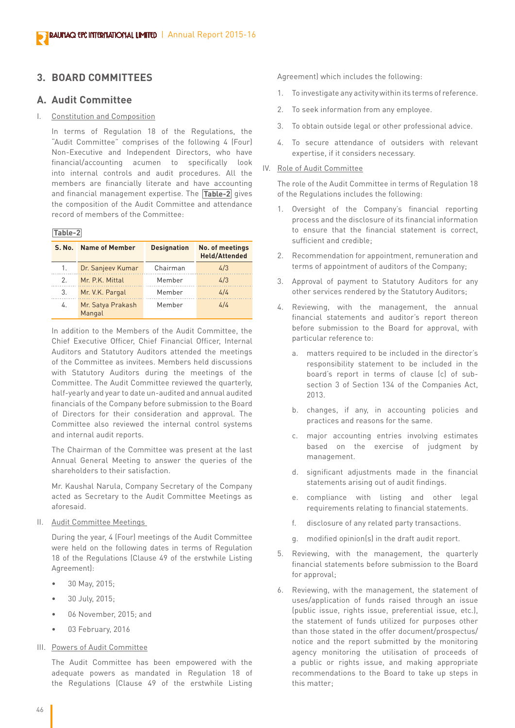## 3. BOARD COMMITTEES

### A. Audit Committee

I. Constitution and Composition

In terms of Regulation 18 of the Regulations, the "Audit Committee" comprises of the following 4 (Four) Non-Executive and Independent Directors, who have financial/accounting acumen to specifically look into internal controls and audit procedures. All the members are financially literate and have accounting and financial management expertise. The **Table-2** gives the composition of the Audit Committee and attendance record of members of the Committee:

**Table-2**

| S. No. | Name of Member | Designation | No. of meetings Held/Attended |
|---|---|---|---|
| 1. | Dr. Sanjeev Kumar | Chairman | 4/3 |
| 2. | Mr. P.K. Mittal | Member | 4/3 |
| 3. | Mr. V.K. Pargal | Member | 4/4 |
| 4. | Mr. Satya Prakash Mangal | Member | 4/4 |

In addition to the Members of the Audit Committee, the Chief Executive Officer, Chief Financial Officer, Internal Auditors and Statutory Auditors attended the meetings of the Committee as invitees. Members held discussions with Statutory Auditors during the meetings of the Committee. The Audit Committee reviewed the quarterly, half-yearly and year to date un-audited and annual audited financials of the Company before submission to the Board of Directors for their consideration and approval. The Committee also reviewed the internal control systems and internal audit reports.

The Chairman of the Committee was present at the last Annual General Meeting to answer the queries of the shareholders to their satisfaction.

Mr. Kaushal Narula, Company Secretary of the Company acted as Secretary to the Audit Committee Meetings as aforesaid.

II. Audit Committee Meetings

During the year, 4 (Four) meetings of the Audit Committee were held on the following dates in terms of Regulation 18 of the Regulations (Clause 49 of the erstwhile Listing Agreement):

- 30 May, 2015;
- 30 July, 2015;
- 06 November, 2015; and
- 03 February, 2016

III. Powers of Audit Committee

The Audit Committee has been empowered with the adequate powers as mandated in Regulation 18 of the Regulations (Clause 49 of the erstwhile Listing Agreement) which includes the following:

1. To investigate any activity within its terms of reference.
2. To seek information from any employee.
3. To obtain outside legal or other professional advice.
4. To secure attendance of outsiders with relevant expertise, if it considers necessary.

IV. Role of Audit Committee

The role of the Audit Committee in terms of Regulation 18 of the Regulations includes the following:

1. Oversight of the Company's financial reporting process and the disclosure of its financial information to ensure that the financial statement is correct, sufficient and credible;
2. Recommendation for appointment, remuneration and terms of appointment of auditors of the Company;
3. Approval of payment to Statutory Auditors for any other services rendered by the Statutory Auditors;
4. Reviewing, with the management, the annual financial statements and auditor's report thereon before submission to the Board for approval, with particular reference to:
   a. matters required to be included in the director's responsibility statement to be included in the board's report in terms of clause (c) of sub-section 3 of Section 134 of the Companies Act, 2013.
   b. changes, if any, in accounting policies and practices and reasons for the same.
   c. major accounting entries involving estimates based on the exercise of judgment by management.
   d. significant adjustments made in the financial statements arising out of audit findings.
   e. compliance with listing and other legal requirements relating to financial statements.
   f. disclosure of any related party transactions.
   g. modified opinion(s) in the draft audit report.
5. Reviewing, with the management, the quarterly financial statements before submission to the Board for approval;
6. Reviewing, with the management, the statement of uses/application of funds raised through an issue (public issue, rights issue, preferential issue, etc.), the statement of funds utilized for purposes other than those stated in the offer document/prospectus/ notice and the report submitted by the monitoring agency monitoring the utilisation of proceeds of a public or rights issue, and making appropriate recommendations to the Board to take up steps in this matter;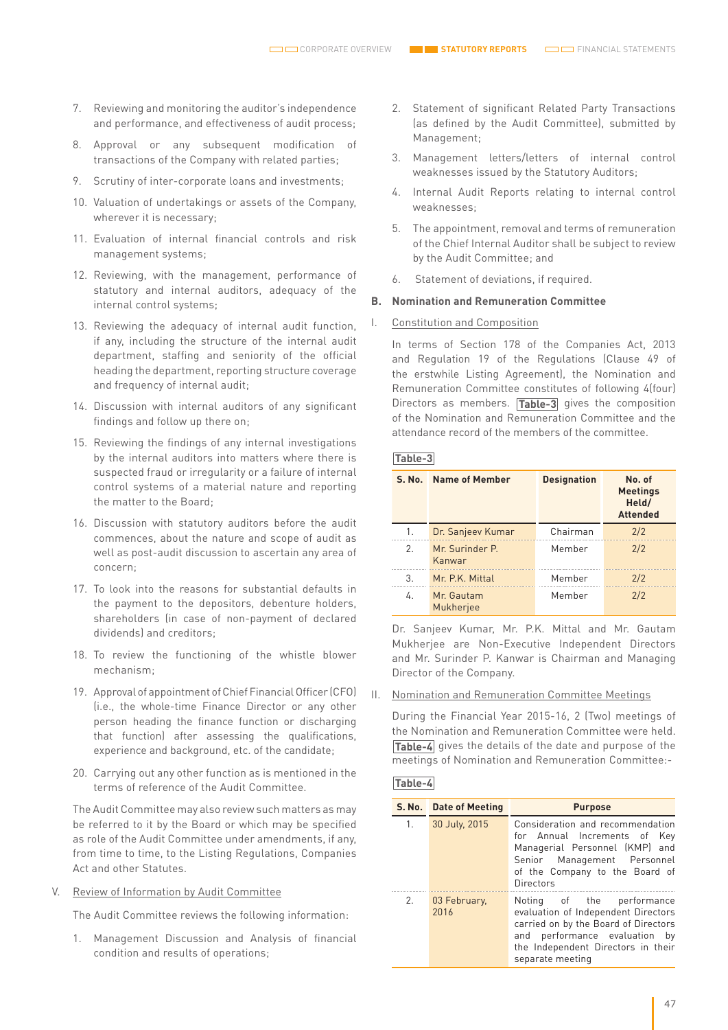7. Reviewing and monitoring the auditor's independence and performance, and effectiveness of audit process;
8. Approval or any subsequent modification of transactions of the Company with related parties;
9. Scrutiny of inter-corporate loans and investments;
10. Valuation of undertakings or assets of the Company, wherever it is necessary;
11. Evaluation of internal financial controls and risk management systems;
12. Reviewing, with the management, performance of statutory and internal auditors, adequacy of the internal control systems;
13. Reviewing the adequacy of internal audit function, if any, including the structure of the internal audit department, staffing and seniority of the official heading the department, reporting structure coverage and frequency of internal audit;
14. Discussion with internal auditors of any significant findings and follow up there on;
15. Reviewing the findings of any internal investigations by the internal auditors into matters where there is suspected fraud or irregularity or a failure of internal control systems of a material nature and reporting the matter to the Board;
16. Discussion with statutory auditors before the audit commences, about the nature and scope of audit as well as post-audit discussion to ascertain any area of concern;
17. To look into the reasons for substantial defaults in the payment to the depositors, debenture holders, shareholders (in case of non-payment of declared dividends) and creditors;
18. To review the functioning of the whistle blower mechanism;
19. Approval of appointment of Chief Financial Officer (CFO) (i.e., the whole-time Finance Director or any other person heading the finance function or discharging that function) after assessing the qualifications, experience and background, etc. of the candidate;
20. Carrying out any other function as is mentioned in the terms of reference of the Audit Committee.

The Audit Committee may also review such matters as may be referred to it by the Board or which may be specified as role of the Audit Committee under amendments, if any, from time to time, to the Listing Regulations, Companies Act and other Statutes.

V. Review of Information by Audit Committee

The Audit Committee reviews the following information:

1. Management Discussion and Analysis of financial condition and results of operations;
2. Statement of significant Related Party Transactions (as defined by the Audit Committee), submitted by Management;
3. Management letters/letters of internal control weaknesses issued by the Statutory Auditors;
4. Internal Audit Reports relating to internal control weaknesses;
5. The appointment, removal and terms of remuneration of the Chief Internal Auditor shall be subject to review by the Audit Committee; and
6. Statement of deviations, if required.

### B. Nomination and Remuneration Committee

I. Constitution and Composition

In terms of Section 178 of the Companies Act, 2013 and Regulation 19 of the Regulations (Clause 49 of the erstwhile Listing Agreement), the Nomination and Remuneration Committee constitutes of following 4(four) Directors as members. **Table-3** gives the composition of the Nomination and Remuneration Committee and the attendance record of the members of the committee.

**Table-3**

| S. No. | Name of Member | Designation | No. of Meetings Held/ Attended |
|---|---|---|---|
| 1. | Dr. Sanjeev Kumar | Chairman | 2/2 |
| 2. | Mr. Surinder P. Kanwar | Member | 2/2 |
| 3. | Mr. P.K. Mittal | Member | 2/2 |
| 4. | Mr. Gautam Mukherjee | Member | 2/2 |

Dr. Sanjeev Kumar, Mr. P.K. Mittal and Mr. Gautam Mukherjee are Non-Executive Independent Directors and Mr. Surinder P. Kanwar is Chairman and Managing Director of the Company.

II. Nomination and Remuneration Committee Meetings

During the Financial Year 2015-16, 2 (Two) meetings of the Nomination and Remuneration Committee were held. **Table-4** gives the details of the date and purpose of the meetings of Nomination and Remuneration Committee:-

**Table-4**

| S. No. | Date of Meeting | Purpose |
|---|---|---|
| 1. | 30 July, 2015 | Consideration and recommendation for Annual Increments of Key Managerial Personnel (KMP) and Senior Management Personnel of the Company to the Board of Directors |
| 2. | 03 February, 2016 | Noting of the performance evaluation of Independent Directors carried on by the Board of Directors and performance evaluation by the Independent Directors in their separate meeting |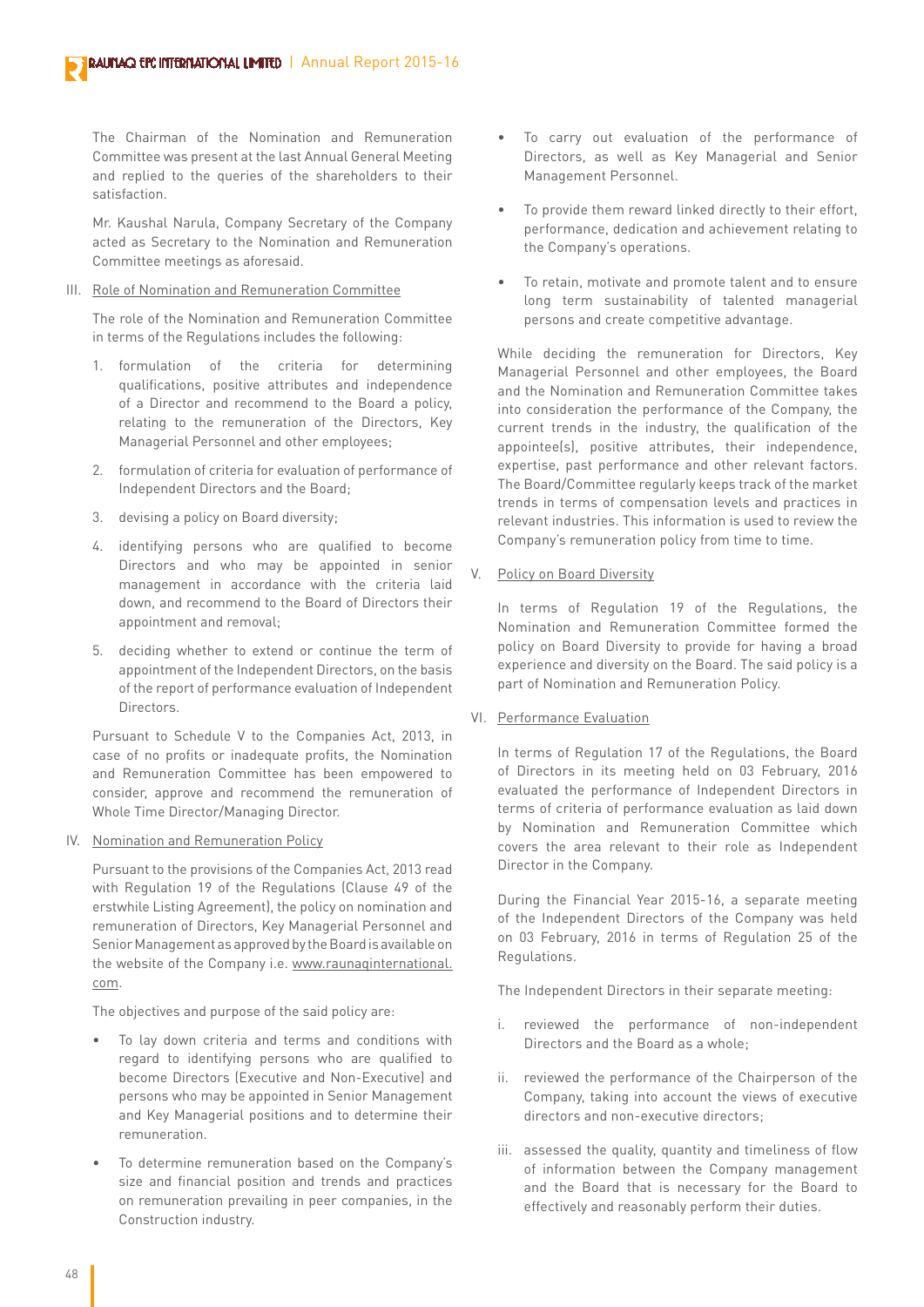The Chairman of the Nomination and Remuneration Committee was present at the last Annual General Meeting and replied to the queries of the shareholders to their satisfaction.

Mr. Kaushal Narula, Company Secretary of the Company acted as Secretary to the Nomination and Remuneration Committee meetings as aforesaid.

III. Role of Nomination and Remuneration Committee

The role of the Nomination and Remuneration Committee in terms of the Regulations includes the following:

1. formulation of the criteria for determining qualifications, positive attributes and independence of a Director and recommend to the Board a policy, relating to the remuneration of the Directors, Key Managerial Personnel and other employees;
2. formulation of criteria for evaluation of performance of Independent Directors and the Board;
3. devising a policy on Board diversity;
4. identifying persons who are qualified to become Directors and who may be appointed in senior management in accordance with the criteria laid down, and recommend to the Board of Directors their appointment and removal;
5. deciding whether to extend or continue the term of appointment of the Independent Directors, on the basis of the report of performance evaluation of Independent Directors.

Pursuant to Schedule V to the Companies Act, 2013, in case of no profits or inadequate profits, the Nomination and Remuneration Committee has been empowered to consider, approve and recommend the remuneration of Whole Time Director/Managing Director.

IV. Nomination and Remuneration Policy

Pursuant to the provisions of the Companies Act, 2013 read with Regulation 19 of the Regulations (Clause 49 of the erstwhile Listing Agreement), the policy on nomination and remuneration of Directors, Key Managerial Personnel and Senior Management as approved by the Board is available on the website of the Company i.e. www.raunaqinternational.com.

The objectives and purpose of the said policy are:

- To lay down criteria and terms and conditions with regard to identifying persons who are qualified to become Directors (Executive and Non-Executive) and persons who may be appointed in Senior Management and Key Managerial positions and to determine their remuneration.
- To determine remuneration based on the Company's size and financial position and trends and practices on remuneration prevailing in peer companies, in the Construction industry.
- To carry out evaluation of the performance of Directors, as well as Key Managerial and Senior Management Personnel.
- To provide them reward linked directly to their effort, performance, dedication and achievement relating to the Company's operations.
- To retain, motivate and promote talent and to ensure long term sustainability of talented managerial persons and create competitive advantage.

While deciding the remuneration for Directors, Key Managerial Personnel and other employees, the Board and the Nomination and Remuneration Committee takes into consideration the performance of the Company, the current trends in the industry, the qualification of the appointee(s), positive attributes, their independence, expertise, past performance and other relevant factors. The Board/Committee regularly keeps track of the market trends in terms of compensation levels and practices in relevant industries. This information is used to review the Company's remuneration policy from time to time.

V. Policy on Board Diversity

In terms of Regulation 19 of the Regulations, the Nomination and Remuneration Committee formed the policy on Board Diversity to provide for having a broad experience and diversity on the Board. The said policy is a part of Nomination and Remuneration Policy.

VI. Performance Evaluation

In terms of Regulation 17 of the Regulations, the Board of Directors in its meeting held on 03 February, 2016 evaluated the performance of Independent Directors in terms of criteria of performance evaluation as laid down by Nomination and Remuneration Committee which covers the area relevant to their role as Independent Director in the Company.

During the Financial Year 2015-16, a separate meeting of the Independent Directors of the Company was held on 03 February, 2016 in terms of Regulation 25 of the Regulations.

The Independent Directors in their separate meeting:

i. reviewed the performance of non-independent Directors and the Board as a whole;
ii. reviewed the performance of the Chairperson of the Company, taking into account the views of executive directors and non-executive directors;
iii. assessed the quality, quantity and timeliness of flow of information between the Company management and the Board that is necessary for the Board to effectively and reasonably perform their duties.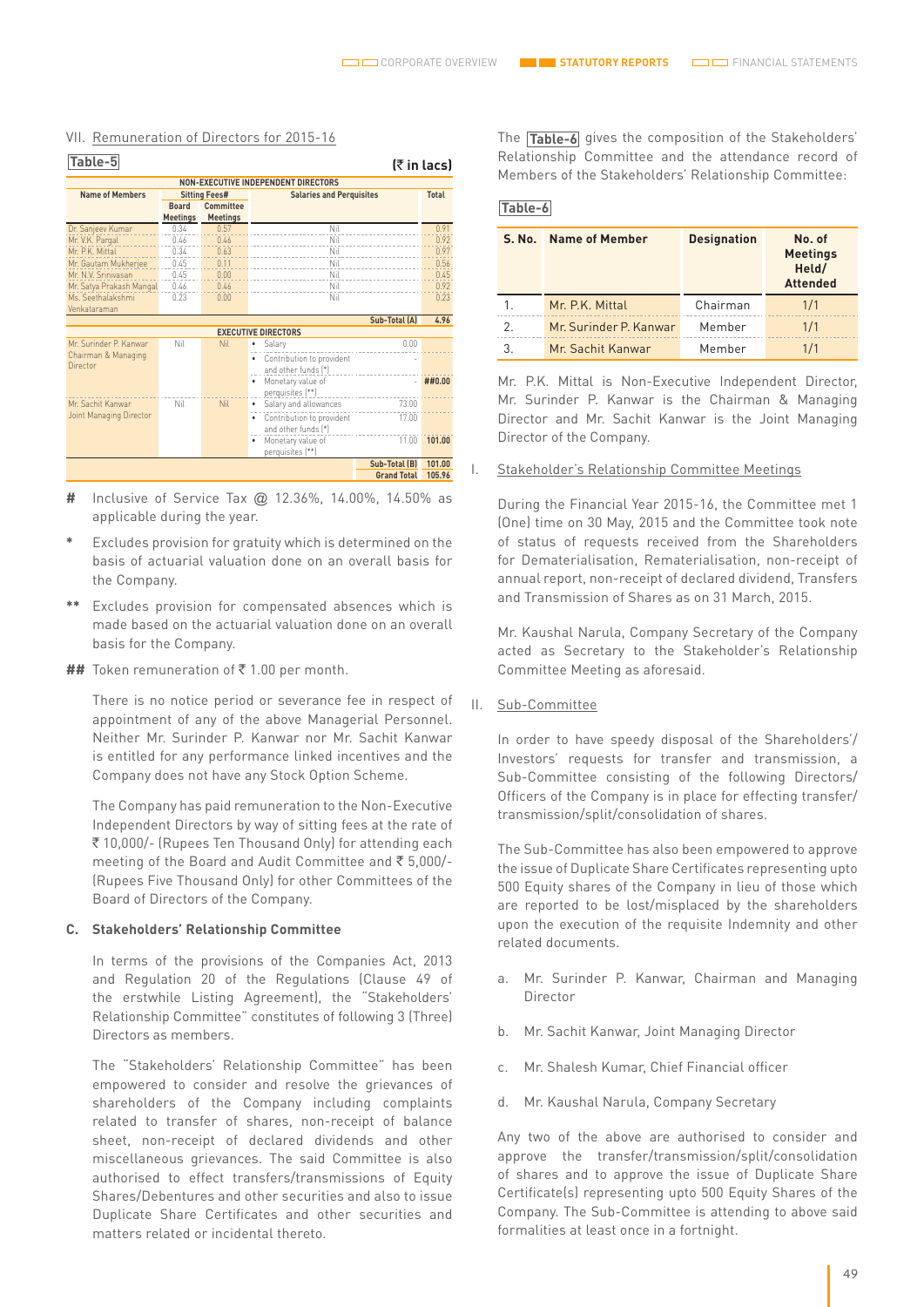VII. Remuneration of Directors for 2015-16

Table-5

(₹ in lacs)

| Name of Members | Sitting Fees# | | Salaries and Perquisites | | Total |
|---|---|---|---|---|---|
| | Board Meetings | Committee Meetings | | | |
| **NON-EXECUTIVE INDEPENDENT DIRECTORS** | | | | | |
| Dr. Sanjeev Kumar | 0.34 | 0.57 | Nil | | 0.91 |
| Mr. V.K. Pargal | 0.46 | 0.46 | Nil | | 0.92 |
| Mr. P.K. Mittal | 0.34 | 0.63 | Nil | | 0.97 |
| Mr. Gautam Mukherjee | 0.45 | 0.11 | Nil | | 0.56 |
| Mr. N.V. Srinivasan | 0.45 | 0.00 | Nil | | 0.45 |
| Mr. Satya Prakash Mangal | 0.46 | 0.46 | Nil | | 0.92 |
| Ms. Seethalakshmi Venkataraman | 0.23 | 0.00 | Nil | | 0.23 |
| | | | | Sub-Total (A) | 4.96 |
| **EXECUTIVE DIRECTORS** | | | | | |
| Mr. Surinder P. Kanwar Chairman & Managing Director | Nil | Nil | • Salary | 0.00 | |
| | | | • Contribution to provident and other funds (*) | - | |
| | | | • Monetary value of perquisites (**) | - | ##0.00 |
| Mr. Sachit Kanwar Joint Managing Director | Nil | Nil | • Salary and allowances | 73.00 | |
| | | | • Contribution to provident and other funds (*) | 17.00 | |
| | | | • Monetary value of perquisites (**) | 11.00 | 101.00 |
| | | | | Sub-Total (B) | 101.00 |
| | | | | Grand Total | 105.96 |

\# Inclusive of Service Tax @ 12.36%, 14.00%, 14.50% as applicable during the year.

\* Excludes provision for gratuity which is determined on the basis of actuarial valuation done on an overall basis for the Company.

\*\* Excludes provision for compensated absences which is made based on the actuarial valuation done on an overall basis for the Company.

\## Token remuneration of ₹ 1.00 per month.

There is no notice period or severance fee in respect of appointment of any of the above Managerial Personnel. Neither Mr. Surinder P. Kanwar nor Mr. Sachit Kanwar is entitled for any performance linked incentives and the Company does not have any Stock Option Scheme.

The Company has paid remuneration to the Non-Executive Independent Directors by way of sitting fees at the rate of ₹ 10,000/- (Rupees Ten Thousand Only) for attending each meeting of the Board and Audit Committee and ₹ 5,000/- (Rupees Five Thousand Only) for other Committees of the Board of Directors of the Company.

### C. Stakeholders' Relationship Committee

In terms of the provisions of the Companies Act, 2013 and Regulation 20 of the Regulations (Clause 49 of the erstwhile Listing Agreement), the "Stakeholders' Relationship Committee" constitutes of following 3 (Three) Directors as members.

The "Stakeholders' Relationship Committee" has been empowered to consider and resolve the grievances of shareholders of the Company including complaints related to transfer of shares, non-receipt of balance sheet, non-receipt of declared dividends and other miscellaneous grievances. The said Committee is also authorised to effect transfers/transmissions of Equity Shares/Debentures and other securities and also to issue Duplicate Share Certificates and other securities and matters related or incidental thereto.

The Table-6 gives the composition of the Stakeholders' Relationship Committee and the attendance record of Members of the Stakeholders' Relationship Committee:

Table-6

| S. No. | Name of Member | Designation | No. of Meetings Held/ Attended |
|---|---|---|---|
| 1. | Mr. P.K. Mittal | Chairman | 1/1 |
| 2. | Mr. Surinder P. Kanwar | Member | 1/1 |
| 3. | Mr. Sachit Kanwar | Member | 1/1 |

Mr. P.K. Mittal is Non-Executive Independent Director, Mr. Surinder P. Kanwar is the Chairman & Managing Director and Mr. Sachit Kanwar is the Joint Managing Director of the Company.

I. Stakeholder's Relationship Committee Meetings

During the Financial Year 2015-16, the Committee met 1 (One) time on 30 May, 2015 and the Committee took note of status of requests received from the Shareholders for Dematerialisation, Rematerialisation, non-receipt of annual report, non-receipt of declared dividend, Transfers and Transmission of Shares as on 31 March, 2015.

Mr. Kaushal Narula, Company Secretary of the Company acted as Secretary to the Stakeholder's Relationship Committee Meeting as aforesaid.

II. Sub-Committee

In order to have speedy disposal of the Shareholders'/ Investors' requests for transfer and transmission, a Sub-Committee consisting of the following Directors/ Officers of the Company is in place for effecting transfer/ transmission/split/consolidation of shares.

The Sub-Committee has also been empowered to approve the issue of Duplicate Share Certificates representing upto 500 Equity shares of the Company in lieu of those which are reported to be lost/misplaced by the shareholders upon the execution of the requisite Indemnity and other related documents.

a. Mr. Surinder P. Kanwar, Chairman and Managing Director

b. Mr. Sachit Kanwar, Joint Managing Director

c. Mr. Shalesh Kumar, Chief Financial officer

d. Mr. Kaushal Narula, Company Secretary

Any two of the above are authorised to consider and approve the transfer/transmission/split/consolidation of shares and to approve the issue of Duplicate Share Certificate(s) representing upto 500 Equity Shares of the Company. The Sub-Committee is attending to above said formalities at least once in a fortnight.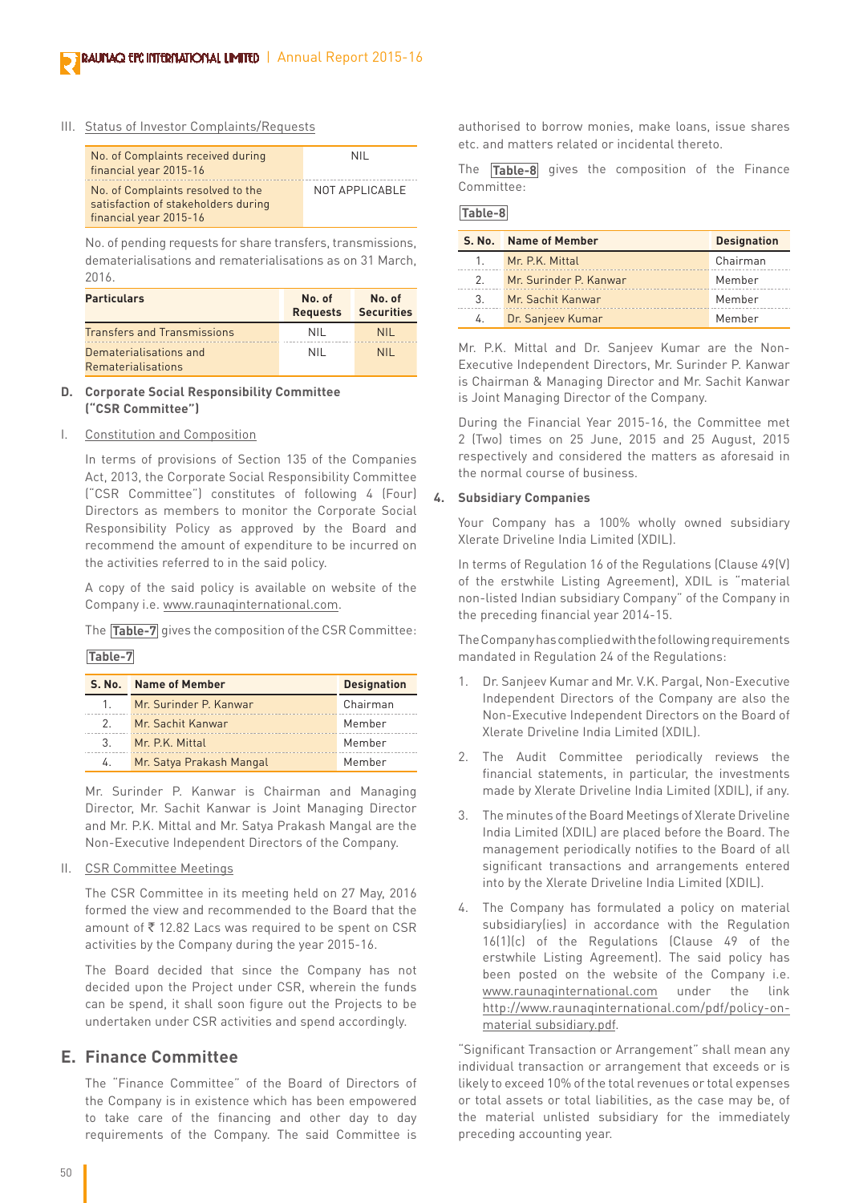III. Status of Investor Complaints/Requests

| | |
|---|---|
| No. of Complaints received during financial year 2015-16 | NIL |
| No. of Complaints resolved to the satisfaction of stakeholders during financial year 2015-16 | NOT APPLICABLE |

No. of pending requests for share transfers, transmissions, dematerialisations and rematerialisations as on 31 March, 2016.

| Particulars | No. of Requests | No. of Securities |
|---|---|---|
| Transfers and Transmissions | NIL | NIL |
| Dematerialisations and Rematerialisations | NIL | NIL |

**D. Corporate Social Responsibility Committee ("CSR Committee")**

I. Constitution and Composition

In terms of provisions of Section 135 of the Companies Act, 2013, the Corporate Social Responsibility Committee ("CSR Committee") constitutes of following 4 (Four) Directors as members to monitor the Corporate Social Responsibility Policy as approved by the Board and recommend the amount of expenditure to be incurred on the activities referred to in the said policy.

A copy of the said policy is available on website of the Company i.e. www.raunaqinternational.com.

The Table-7 gives the composition of the CSR Committee:

Table-7

| S. No. | Name of Member | Designation |
|---|---|---|
| 1. | Mr. Surinder P. Kanwar | Chairman |
| 2. | Mr. Sachit Kanwar | Member |
| 3. | Mr. P.K. Mittal | Member |
| 4. | Mr. Satya Prakash Mangal | Member |

Mr. Surinder P. Kanwar is Chairman and Managing Director, Mr. Sachit Kanwar is Joint Managing Director and Mr. P.K. Mittal and Mr. Satya Prakash Mangal are the Non-Executive Independent Directors of the Company.

II. CSR Committee Meetings

The CSR Committee in its meeting held on 27 May, 2016 formed the view and recommended to the Board that the amount of ₹ 12.82 Lacs was required to be spent on CSR activities by the Company during the year 2015-16.

The Board decided that since the Company has not decided upon the Project under CSR, wherein the funds can be spend, it shall soon figure out the Projects to be undertaken under CSR activities and spend accordingly.

## E. Finance Committee

The "Finance Committee" of the Board of Directors of the Company is in existence which has been empowered to take care of the financing and other day to day requirements of the Company. The said Committee is authorised to borrow monies, make loans, issue shares etc. and matters related or incidental thereto.

The Table-8 gives the composition of the Finance Committee:

Table-8

| S. No. | Name of Member | Designation |
|---|---|---|
| 1. | Mr. P.K. Mittal | Chairman |
| 2. | Mr. Surinder P. Kanwar | Member |
| 3. | Mr. Sachit Kanwar | Member |
| 4. | Dr. Sanjeev Kumar | Member |

Mr. P.K. Mittal and Dr. Sanjeev Kumar are the Non-Executive Independent Directors, Mr. Surinder P. Kanwar is Chairman & Managing Director and Mr. Sachit Kanwar is Joint Managing Director of the Company.

During the Financial Year 2015-16, the Committee met 2 (Two) times on 25 June, 2015 and 25 August, 2015 respectively and considered the matters as aforesaid in the normal course of business.

**4. Subsidiary Companies**

Your Company has a 100% wholly owned subsidiary Xlerate Driveline India Limited (XDIL).

In terms of Regulation 16 of the Regulations (Clause 49(V) of the erstwhile Listing Agreement), XDIL is "material non-listed Indian subsidiary Company" of the Company in the preceding financial year 2014-15.

The Company has complied with the following requirements mandated in Regulation 24 of the Regulations:

1. Dr. Sanjeev Kumar and Mr. V.K. Pargal, Non-Executive Independent Directors of the Company are also the Non-Executive Independent Directors on the Board of Xlerate Driveline India Limited (XDIL).
2. The Audit Committee periodically reviews the financial statements, in particular, the investments made by Xlerate Driveline India Limited (XDIL), if any.
3. The minutes of the Board Meetings of Xlerate Driveline India Limited (XDIL) are placed before the Board. The management periodically notifies to the Board of all significant transactions and arrangements entered into by the Xlerate Driveline India Limited (XDIL).
4. The Company has formulated a policy on material subsidiary(ies) in accordance with the Regulation 16(1)(c) of the Regulations (Clause 49 of the erstwhile Listing Agreement). The said policy has been posted on the website of the Company i.e. www.raunaqinternational.com under the link http://www.raunaqinternational.com/pdf/policy-on-material subsidiary.pdf.

"Significant Transaction or Arrangement" shall mean any individual transaction or arrangement that exceeds or is likely to exceed 10% of the total revenues or total expenses or total assets or total liabilities, as the case may be, of the material unlisted subsidiary for the immediately preceding accounting year.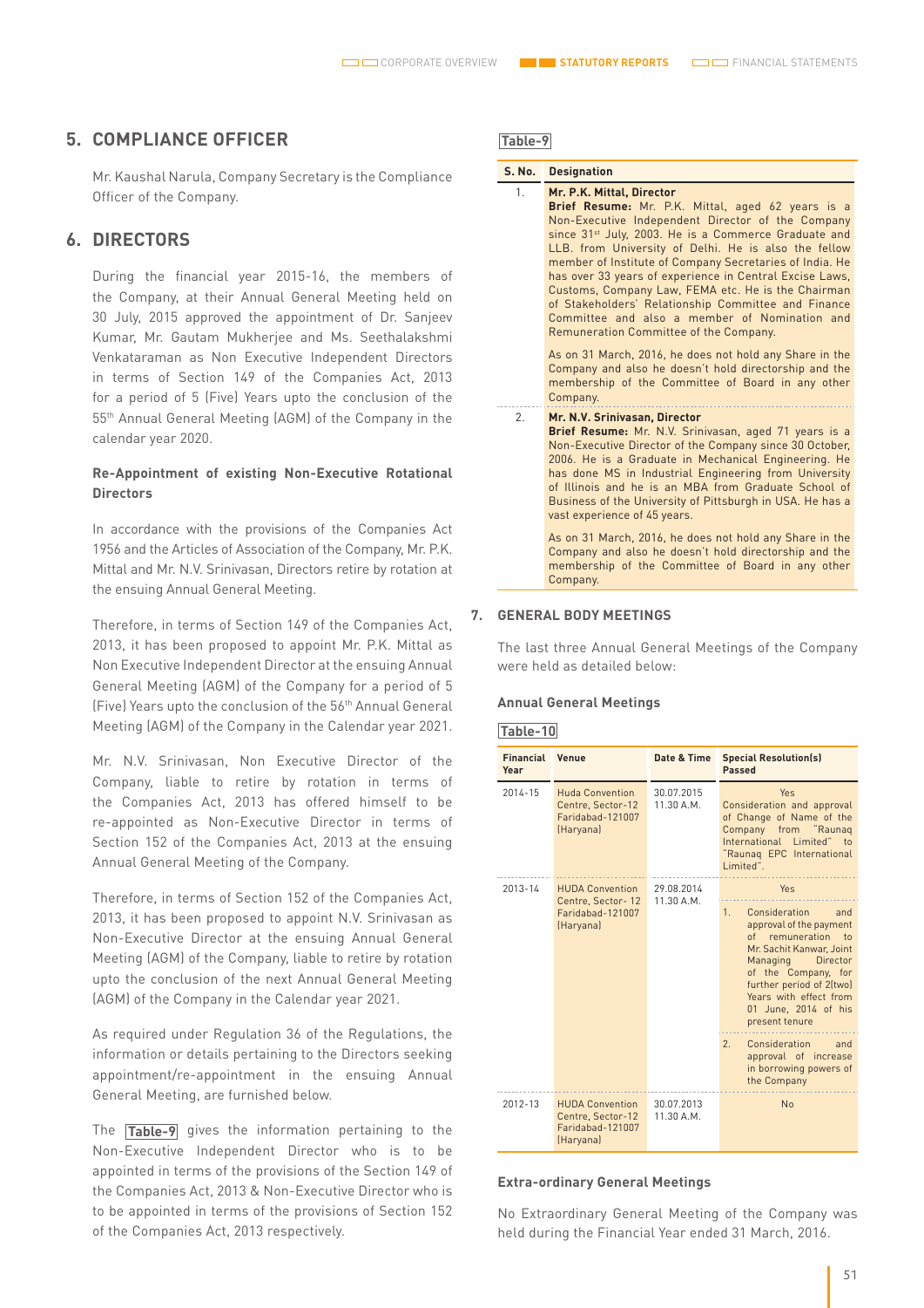## 5. COMPLIANCE OFFICER

Mr. Kaushal Narula, Company Secretary is the Compliance Officer of the Company.

## 6. DIRECTORS

During the financial year 2015-16, the members of the Company, at their Annual General Meeting held on 30 July, 2015 approved the appointment of Dr. Sanjeev Kumar, Mr. Gautam Mukherjee and Ms. Seethalakshmi Venkataraman as Non Executive Independent Directors in terms of Section 149 of the Companies Act, 2013 for a period of 5 (Five) Years upto the conclusion of the 55th Annual General Meeting (AGM) of the Company in the calendar year 2020.

**Re-Appointment of existing Non-Executive Rotational Directors**

In accordance with the provisions of the Companies Act 1956 and the Articles of Association of the Company, Mr. P.K. Mittal and Mr. N.V. Srinivasan, Directors retire by rotation at the ensuing Annual General Meeting.

Therefore, in terms of Section 149 of the Companies Act, 2013, it has been proposed to appoint Mr. P.K. Mittal as Non Executive Independent Director at the ensuing Annual General Meeting (AGM) of the Company for a period of 5 (Five) Years upto the conclusion of the 56th Annual General Meeting (AGM) of the Company in the Calendar year 2021.

Mr. N.V. Srinivasan, Non Executive Director of the Company, liable to retire by rotation in terms of the Companies Act, 2013 has offered himself to be re-appointed as Non-Executive Director in terms of Section 152 of the Companies Act, 2013 at the ensuing Annual General Meeting of the Company.

Therefore, in terms of Section 152 of the Companies Act, 2013, it has been proposed to appoint N.V. Srinivasan as Non-Executive Director at the ensuing Annual General Meeting (AGM) of the Company, liable to retire by rotation upto the conclusion of the next Annual General Meeting (AGM) of the Company in the Calendar year 2021.

As required under Regulation 36 of the Regulations, the information or details pertaining to the Directors seeking appointment/re-appointment in the ensuing Annual General Meeting, are furnished below.

The **Table-9** gives the information pertaining to the Non-Executive Independent Director who is to be appointed in terms of the provisions of the Section 149 of the Companies Act, 2013 & Non-Executive Director who is to be appointed in terms of the provisions of Section 152 of the Companies Act, 2013 respectively.

**Table-9**

| S. No. | Designation |
|---|---|
| 1. | **Mr. P.K. Mittal, Director**<br>**Brief Resume:** Mr. P.K. Mittal, aged 62 years is a Non-Executive Independent Director of the Company since 31st July, 2003. He is a Commerce Graduate and LLB. from University of Delhi. He is also the fellow member of Institute of Company Secretaries of India. He has over 33 years of experience in Central Excise Laws, Customs, Company Law, FEMA etc. He is the Chairman of Stakeholders' Relationship Committee and Finance Committee and also a member of Nomination and Remuneration Committee of the Company.<br>As on 31 March, 2016, he does not hold any Share in the Company and also he doesn't hold directorship and the membership of the Committee of Board in any other Company. |
| 2. | **Mr. N.V. Srinivasan, Director**<br>**Brief Resume:** Mr. N.V. Srinivasan, aged 71 years is a Non-Executive Director of the Company since 30 October, 2006. He is a Graduate in Mechanical Engineering. He has done MS in Industrial Engineering from University of Illinois and he is an MBA from Graduate School of Business of the University of Pittsburgh in USA. He has a vast experience of 45 years.<br>As on 31 March, 2016, he does not hold any Share in the Company and also he doesn't hold directorship and the membership of the Committee of Board in any other Company. |

## 7. GENERAL BODY MEETINGS

The last three Annual General Meetings of the Company were held as detailed below:

**Annual General Meetings**

**Table-10**

| Financial Year | Venue | Date & Time | Special Resolution(s) Passed |
|---|---|---|---|
| 2014-15 | Huda Convention Centre, Sector-12 Faridabad-121007 (Haryana) | 30.07.2015 11.30 A.M. | Yes<br>Consideration and approval of Change of Name of the Company from "Raunaq International Limited" to "Raunaq EPC International Limited". |
| 2013-14 | HUDA Convention Centre, Sector- 12 Faridabad-121007 (Haryana) | 29.08.2014 11.30 A.M. | Yes<br>1. Consideration and approval of the payment of remuneration to Mr. Sachit Kanwar, Joint Managing Director of the Company, for further period of 2(two) Years with effect from 01 June, 2014 of his present tenure<br>2. Consideration and approval of increase in borrowing powers of the Company |
| 2012-13 | HUDA Convention Centre, Sector-12 Faridabad-121007 (Haryana) | 30.07.2013 11.30 A.M. | No |

**Extra-ordinary General Meetings**

No Extraordinary General Meeting of the Company was held during the Financial Year ended 31 March, 2016.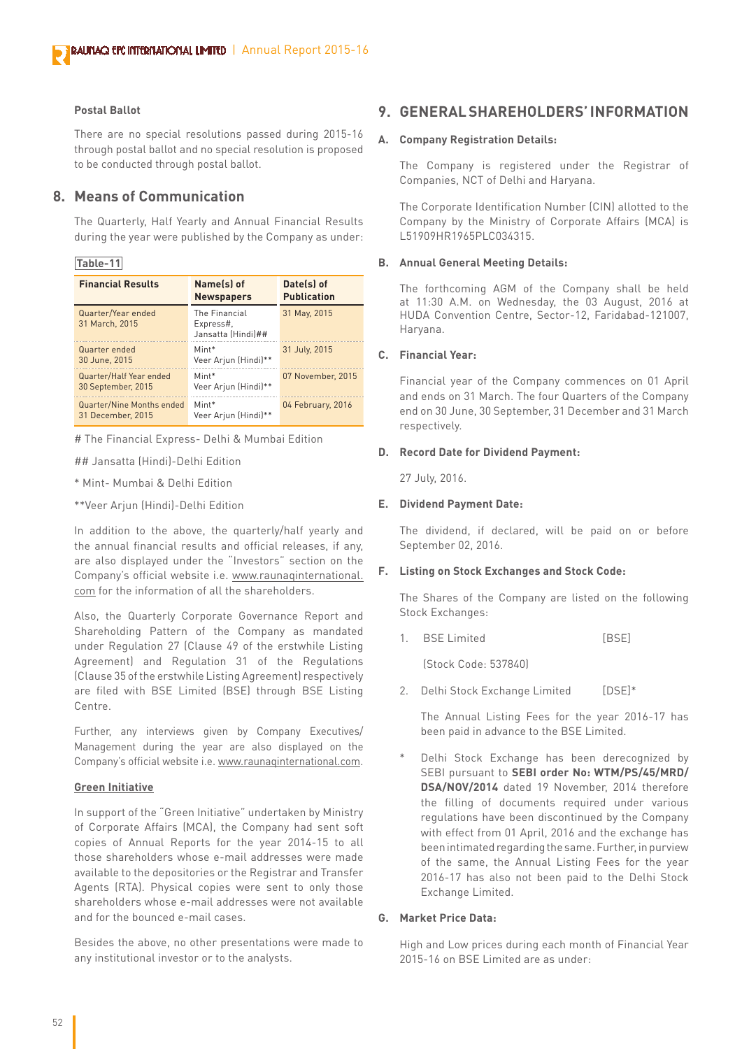**Postal Ballot**

There are no special resolutions passed during 2015-16 through postal ballot and no special resolution is proposed to be conducted through postal ballot.

## 8. Means of Communication

The Quarterly, Half Yearly and Annual Financial Results during the year were published by the Company as under:

**Table-11**

| Financial Results | Name(s) of Newspapers | Date(s) of Publication |
|---|---|---|
| Quarter/Year ended 31 March, 2015 | The Financial Express#, Jansatta (Hindi)## | 31 May, 2015 |
| Quarter ended 30 June, 2015 | Mint* Veer Arjun (Hindi)** | 31 July, 2015 |
| Quarter/Half Year ended 30 September, 2015 | Mint* Veer Arjun (Hindi)** | 07 November, 2015 |
| Quarter/Nine Months ended 31 December, 2015 | Mint* Veer Arjun (Hindi)** | 04 February, 2016 |

# The Financial Express- Delhi & Mumbai Edition

## Jansatta (Hindi)-Delhi Edition

* Mint- Mumbai & Delhi Edition

**Veer Arjun (Hindi)-Delhi Edition

In addition to the above, the quarterly/half yearly and the annual financial results and official releases, if any, are also displayed under the "Investors" section on the Company's official website i.e. www.raunaqinternational.com for the information of all the shareholders.

Also, the Quarterly Corporate Governance Report and Shareholding Pattern of the Company as mandated under Regulation 27 (Clause 49 of the erstwhile Listing Agreement) and Regulation 31 of the Regulations (Clause 35 of the erstwhile Listing Agreement) respectively are filed with BSE Limited (BSE) through BSE Listing Centre.

Further, any interviews given by Company Executives/ Management during the year are also displayed on the Company's official website i.e. www.raunaqinternational.com.

**Green Initiative**

In support of the "Green Initiative" undertaken by Ministry of Corporate Affairs (MCA), the Company had sent soft copies of Annual Reports for the year 2014-15 to all those shareholders whose e-mail addresses were made available to the depositories or the Registrar and Transfer Agents (RTA). Physical copies were sent to only those shareholders whose e-mail addresses were not available and for the bounced e-mail cases.

Besides the above, no other presentations were made to any institutional investor or to the analysts.

## 9. GENERAL SHAREHOLDERS' INFORMATION

### A. Company Registration Details:

The Company is registered under the Registrar of Companies, NCT of Delhi and Haryana.

The Corporate Identification Number (CIN) allotted to the Company by the Ministry of Corporate Affairs (MCA) is L51909HR1965PLC034315.

### B. Annual General Meeting Details:

The forthcoming AGM of the Company shall be held at 11:30 A.M. on Wednesday, the 03 August, 2016 at HUDA Convention Centre, Sector-12, Faridabad-121007, Haryana.

### C. Financial Year:

Financial year of the Company commences on 01 April and ends on 31 March. The four Quarters of the Company end on 30 June, 30 September, 31 December and 31 March respectively.

### D. Record Date for Dividend Payment:

27 July, 2016.

### E. Dividend Payment Date:

The dividend, if declared, will be paid on or before September 02, 2016.

### F. Listing on Stock Exchanges and Stock Code:

The Shares of the Company are listed on the following Stock Exchanges:

1. BSE Limited [BSE]

   (Stock Code: 537840)

2. Delhi Stock Exchange Limited [DSE]*

   The Annual Listing Fees for the year 2016-17 has been paid in advance to the BSE Limited.

* Delhi Stock Exchange has been derecognized by SEBI pursuant to **SEBI order No: WTM/PS/45/MRD/DSA/NOV/2014** dated 19 November, 2014 therefore the filling of documents required under various regulations have been discontinued by the Company with effect from 01 April, 2016 and the exchange has been intimated regarding the same. Further, in purview of the same, the Annual Listing Fees for the year 2016-17 has also not been paid to the Delhi Stock Exchange Limited.

### G. Market Price Data:

High and Low prices during each month of Financial Year 2015-16 on BSE Limited are as under: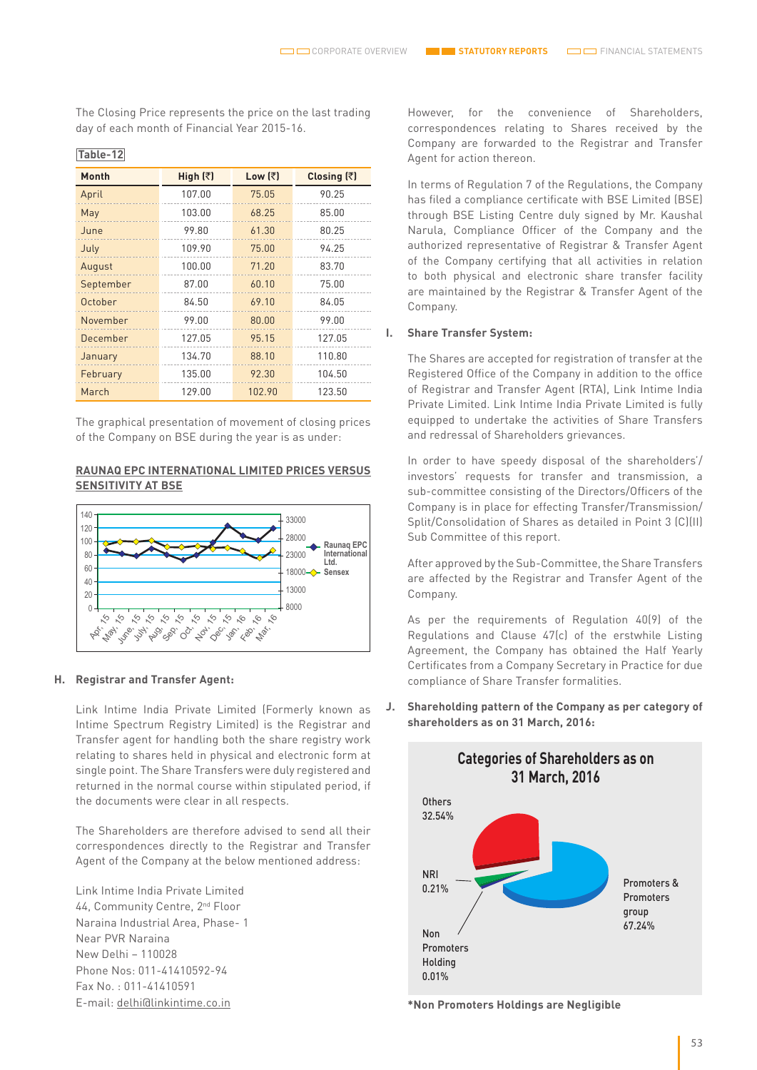The Closing Price represents the price on the last trading day of each month of Financial Year 2015-16.

Table-12

| Month | High (₹) | Low (₹) | Closing (₹) |
|---|---|---|---|
| April | 107.00 | 75.05 | 90.25 |
| May | 103.00 | 68.25 | 85.00 |
| June | 99.80 | 61.30 | 80.25 |
| July | 109.90 | 75.00 | 94.25 |
| August | 100.00 | 71.20 | 83.70 |
| September | 87.00 | 60.10 | 75.00 |
| October | 84.50 | 69.10 | 84.05 |
| November | 99.00 | 80.00 | 99.00 |
| December | 127.05 | 95.15 | 127.05 |
| January | 134.70 | 88.10 | 110.80 |
| February | 135.00 | 92.30 | 104.50 |
| March | 129.00 | 102.90 | 123.50 |

The graphical presentation of movement of closing prices of the Company on BSE during the year is as under:

**RAUNAQ EPC INTERNATIONAL LIMITED PRICES VERSUS SENSITIVITY AT BSE**

140
120
100
80
60
40
20
0

33000
28000
23000
18000
13000
8000

Apr. 15, May. 15, June. 15, July. 15, Aug. 15, Sep. 15, Oct. 15, Nov. 15, Dec. 15, Jan. 16, Feb. 16, Mar. 16

Raunaq EPC International Ltd.
Sensex

**H. Registrar and Transfer Agent:**

Link Intime India Private Limited (Formerly known as Intime Spectrum Registry Limited) is the Registrar and Transfer agent for handling both the share registry work relating to shares held in physical and electronic form at single point. The Share Transfers were duly registered and returned in the normal course within stipulated period, if the documents were clear in all respects.

The Shareholders are therefore advised to send all their correspondences directly to the Registrar and Transfer Agent of the Company at the below mentioned address:

Link Intime India Private Limited
44, Community Centre, 2nd Floor
Naraina Industrial Area, Phase- 1
Near PVR Naraina
New Delhi – 110028
Phone Nos: 011-41410592-94
Fax No. : 011-41410591
E-mail: delhi@linkintime.co.in

However, for the convenience of Shareholders, correspondences relating to Shares received by the Company are forwarded to the Registrar and Transfer Agent for action thereon.

In terms of Regulation 7 of the Regulations, the Company has filed a compliance certificate with BSE Limited (BSE) through BSE Listing Centre duly signed by Mr. Kaushal Narula, Compliance Officer of the Company and the authorized representative of Registrar & Transfer Agent of the Company certifying that all activities in relation to both physical and electronic share transfer facility are maintained by the Registrar & Transfer Agent of the Company.

**I. Share Transfer System:**

The Shares are accepted for registration of transfer at the Registered Office of the Company in addition to the office of Registrar and Transfer Agent (RTA), Link Intime India Private Limited. Link Intime India Private Limited is fully equipped to undertake the activities of Share Transfers and redressal of Shareholders grievances.

In order to have speedy disposal of the shareholders'/ investors' requests for transfer and transmission, a sub-committee consisting of the Directors/Officers of the Company is in place for effecting Transfer/Transmission/ Split/Consolidation of Shares as detailed in Point 3 (C)(II) Sub Committee of this report.

After approved by the Sub-Committee, the Share Transfers are affected by the Registrar and Transfer Agent of the Company.

As per the requirements of Regulation 40(9) of the Regulations and Clause 47(c) of the erstwhile Listing Agreement, the Company has obtained the Half Yearly Certificates from a Company Secretary in Practice for due compliance of Share Transfer formalities.

**J. Shareholding pattern of the Company as per category of shareholders as on 31 March, 2016:**

Categories of Shareholders as on 31 March, 2016

Others 32.54%
NRI 0.21%
Non Promoters Holding 0.01%
Promoters & Promoters group 67.24%

**\*Non Promoters Holdings are Negligible**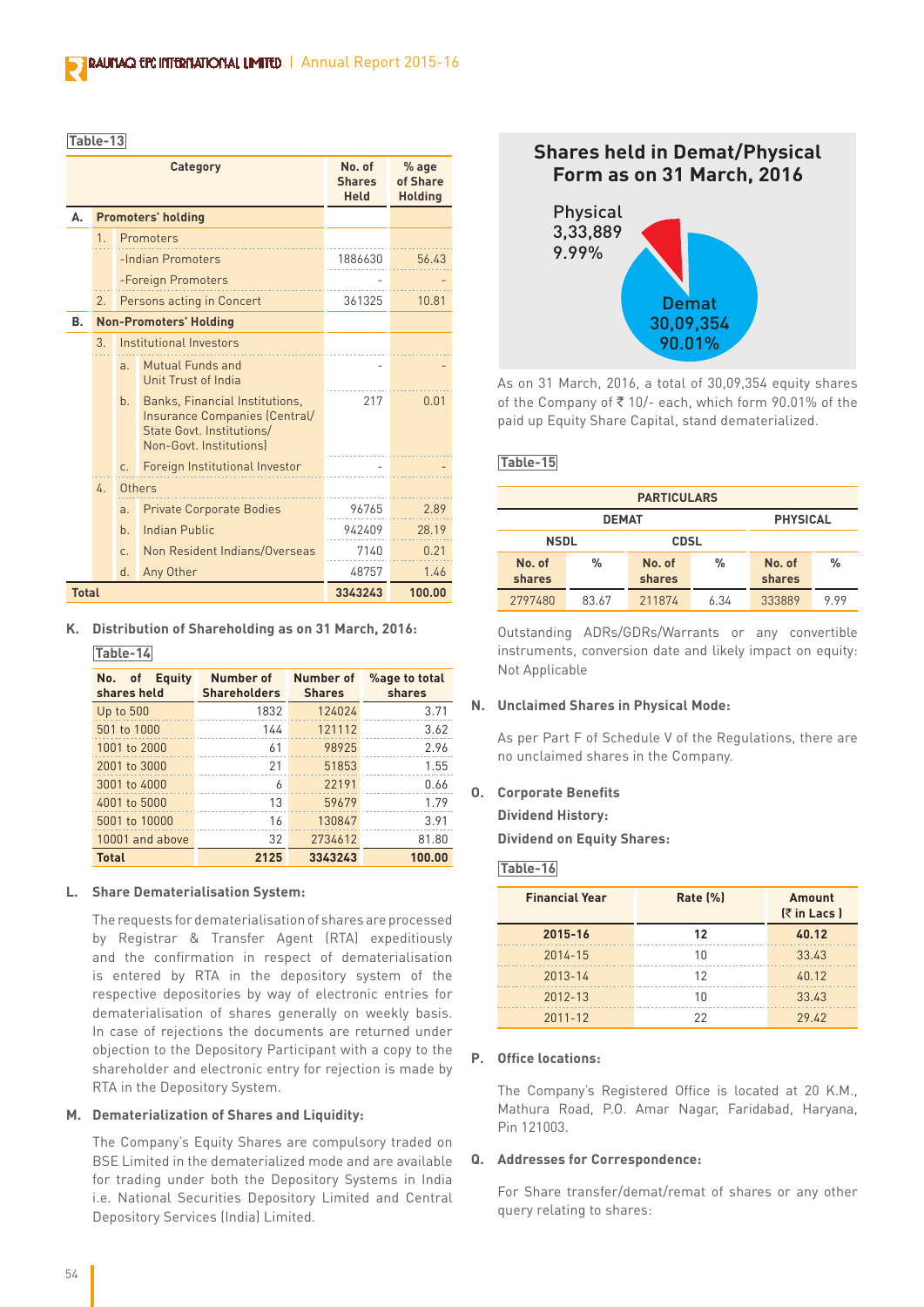Table-13

| | | | Category | No. of Shares Held | % age of Share Holding |
|---|---|---|---|---|---|
| **A.** | **Promoters' holding** | | | | |
| | 1. | | Promoters | | |
| | | | -Indian Promoters | 1886630 | 56.43 |
| | | | -Foreign Promoters | - | - |
| | 2. | | Persons acting in Concert | 361325 | 10.81 |
| **B.** | **Non-Promoters' Holding** | | | | |
| | 3. | | Institutional Investors | | |
| | | a. | Mutual Funds and Unit Trust of India | - | - |
| | | b. | Banks, Financial Institutions, Insurance Companies (Central/ State Govt. Institutions/ Non-Govt. Institutions) | 217 | 0.01 |
| | | c. | Foreign Institutional Investor | - | - |
| | 4. | | Others | | |
| | | a. | Private Corporate Bodies | 96765 | 2.89 |
| | | b. | Indian Public | 942409 | 28.19 |
| | | c. | Non Resident Indians/Overseas | 7140 | 0.21 |
| | | d. | Any Other | 48757 | 1.46 |
| **Total** | | | | **3343243** | **100.00** |

## K. Distribution of Shareholding as on 31 March, 2016:

Table-14

| No. of Equity shares held | Number of Shareholders | Number of Shares | %age to total shares |
|---|---|---|---|
| Up to 500 | 1832 | 124024 | 3.71 |
| 501 to 1000 | 144 | 121112 | 3.62 |
| 1001 to 2000 | 61 | 98925 | 2.96 |
| 2001 to 3000 | 21 | 51853 | 1.55 |
| 3001 to 4000 | 6 | 22191 | 0.66 |
| 4001 to 5000 | 13 | 59679 | 1.79 |
| 5001 to 10000 | 16 | 130847 | 3.91 |
| 10001 and above | 32 | 2734612 | 81.80 |
| **Total** | **2125** | **3343243** | **100.00** |

## L. Share Dematerialisation System:

The requests for dematerialisation of shares are processed by Registrar & Transfer Agent (RTA) expeditiously and the confirmation in respect of dematerialisation is entered by RTA in the depository system of the respective depositories by way of electronic entries for dematerialisation of shares generally on weekly basis. In case of rejections the documents are returned under objection to the Depository Participant with a copy to the shareholder and electronic entry for rejection is made by RTA in the Depository System.

## M. Dematerialization of Shares and Liquidity:

The Company's Equity Shares are compulsory traded on BSE Limited in the dematerialized mode and are available for trading under both the Depository Systems in India i.e. National Securities Depository Limited and Central Depository Services (India) Limited.

**Shares held in Demat/Physical Form as on 31 March, 2016**

Physical
3,33,889
9.99%

Demat
30,09,354
90.01%

As on 31 March, 2016, a total of 30,09,354 equity shares of the Company of ₹ 10/- each, which form 90.01% of the paid up Equity Share Capital, stand dematerialized.

Table-15

| PARTICULARS | | | | | |
|---|---|---|---|---|---|
| DEMAT | | | | PHYSICAL | |
| NSDL | | CDSL | | | |
| No. of shares | % | No. of shares | % | No. of shares | % |
| 2797480 | 83.67 | 211874 | 6.34 | 333889 | 9.99 |

Outstanding ADRs/GDRs/Warrants or any convertible instruments, conversion date and likely impact on equity: Not Applicable

## N. Unclaimed Shares in Physical Mode:

As per Part F of Schedule V of the Regulations, there are no unclaimed shares in the Company.

## O. Corporate Benefits

**Dividend History:**

**Dividend on Equity Shares:**

Table-16

| Financial Year | Rate (%) | Amount (₹ in Lacs ) |
|---|---|---|
| **2015-16** | **12** | **40.12** |
| 2014-15 | 10 | 33.43 |
| 2013-14 | 12 | 40.12 |
| 2012-13 | 10 | 33.43 |
| 2011-12 | 22 | 29.42 |

## P. Office locations:

The Company's Registered Office is located at 20 K.M., Mathura Road, P.O. Amar Nagar, Faridabad, Haryana, Pin 121003.

## Q. Addresses for Correspondence:

For Share transfer/demat/remat of shares or any other query relating to shares: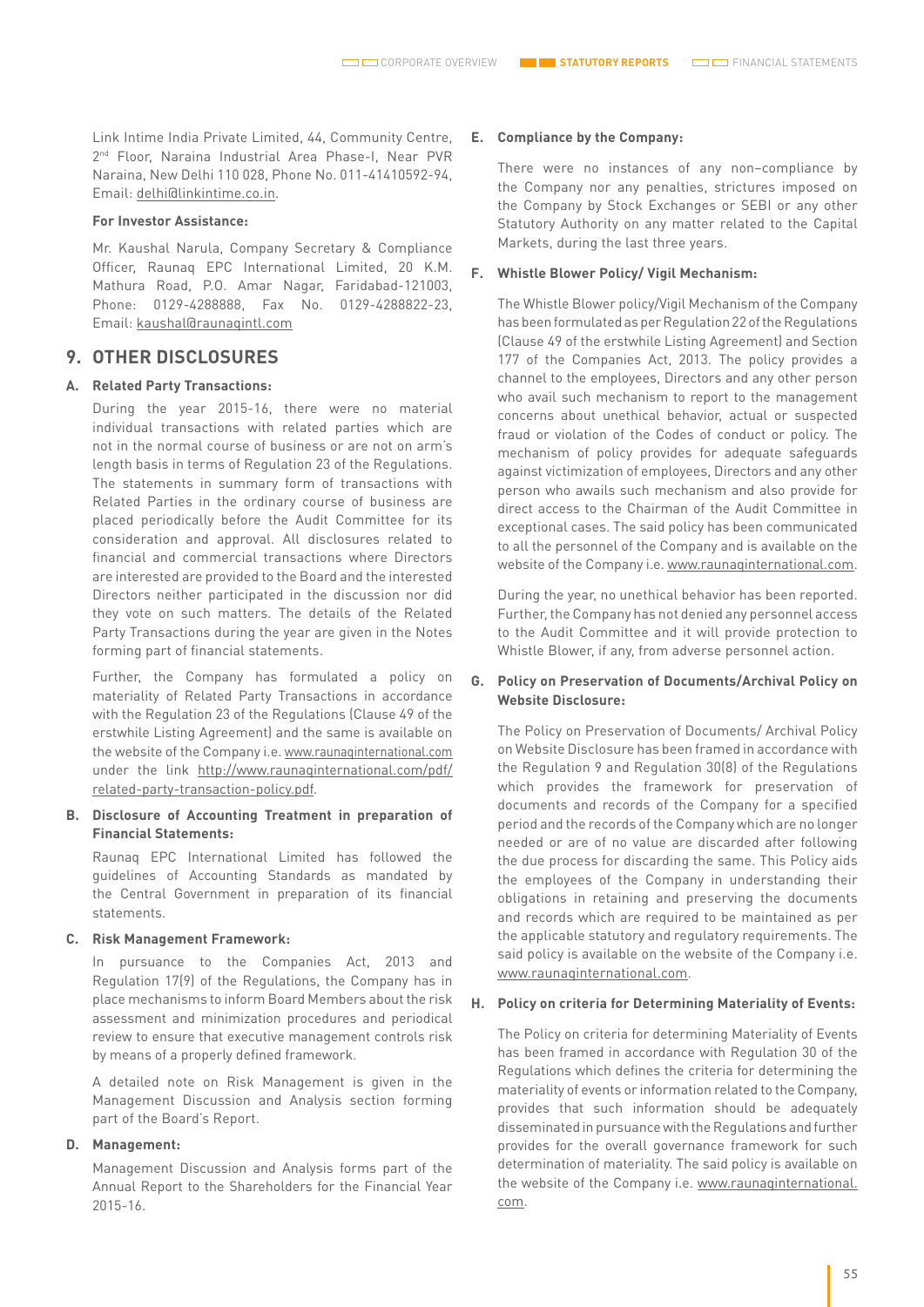Link Intime India Private Limited, 44, Community Centre, 2nd Floor, Naraina Industrial Area Phase-I, Near PVR Naraina, New Delhi 110 028, Phone No. 011-41410592-94, Email: delhi@linkintime.co.in.

**For Investor Assistance:**

Mr. Kaushal Narula, Company Secretary & Compliance Officer, Raunaq EPC International Limited, 20 K.M. Mathura Road, P.O. Amar Nagar, Faridabad-121003, Phone: 0129-4288888, Fax No. 0129-4288822-23, Email: kaushal@raunaqintl.com

## 9. OTHER DISCLOSURES

### A. Related Party Transactions:

During the year 2015-16, there were no material individual transactions with related parties which are not in the normal course of business or are not on arm's length basis in terms of Regulation 23 of the Regulations. The statements in summary form of transactions with Related Parties in the ordinary course of business are placed periodically before the Audit Committee for its consideration and approval. All disclosures related to financial and commercial transactions where Directors are interested are provided to the Board and the interested Directors neither participated in the discussion nor did they vote on such matters. The details of the Related Party Transactions during the year are given in the Notes forming part of financial statements.

Further, the Company has formulated a policy on materiality of Related Party Transactions in accordance with the Regulation 23 of the Regulations (Clause 49 of the erstwhile Listing Agreement) and the same is available on the website of the Company i.e. www.raunaqinternational.com under the link http://www.raunaqinternational.com/pdf/related-party-transaction-policy.pdf.

### B. Disclosure of Accounting Treatment in preparation of Financial Statements:

Raunaq EPC International Limited has followed the guidelines of Accounting Standards as mandated by the Central Government in preparation of its financial statements.

### C. Risk Management Framework:

In pursuance to the Companies Act, 2013 and Regulation 17(9) of the Regulations, the Company has in place mechanisms to inform Board Members about the risk assessment and minimization procedures and periodical review to ensure that executive management controls risk by means of a properly defined framework.

A detailed note on Risk Management is given in the Management Discussion and Analysis section forming part of the Board's Report.

### D. Management:

Management Discussion and Analysis forms part of the Annual Report to the Shareholders for the Financial Year 2015-16.

### E. Compliance by the Company:

There were no instances of any non–compliance by the Company nor any penalties, strictures imposed on the Company by Stock Exchanges or SEBI or any other Statutory Authority on any matter related to the Capital Markets, during the last three years.

### F. Whistle Blower Policy/ Vigil Mechanism:

The Whistle Blower policy/Vigil Mechanism of the Company has been formulated as per Regulation 22 of the Regulations (Clause 49 of the erstwhile Listing Agreement) and Section 177 of the Companies Act, 2013. The policy provides a channel to the employees, Directors and any other person who avail such mechanism to report to the management concerns about unethical behavior, actual or suspected fraud or violation of the Codes of conduct or policy. The mechanism of policy provides for adequate safeguards against victimization of employees, Directors and any other person who awails such mechanism and also provide for direct access to the Chairman of the Audit Committee in exceptional cases. The said policy has been communicated to all the personnel of the Company and is available on the website of the Company i.e. www.raunaqinternational.com.

During the year, no unethical behavior has been reported. Further, the Company has not denied any personnel access to the Audit Committee and it will provide protection to Whistle Blower, if any, from adverse personnel action.

### G. Policy on Preservation of Documents/Archival Policy on Website Disclosure:

The Policy on Preservation of Documents/ Archival Policy on Website Disclosure has been framed in accordance with the Regulation 9 and Regulation 30(8) of the Regulations which provides the framework for preservation of documents and records of the Company for a specified period and the records of the Company which are no longer needed or are of no value are discarded after following the due process for discarding the same. This Policy aids the employees of the Company in understanding their obligations in retaining and preserving the documents and records which are required to be maintained as per the applicable statutory and regulatory requirements. The said policy is available on the website of the Company i.e. www.raunaqinternational.com.

### H. Policy on criteria for Determining Materiality of Events:

The Policy on criteria for determining Materiality of Events has been framed in accordance with Regulation 30 of the Regulations which defines the criteria for determining the materiality of events or information related to the Company, provides that such information should be adequately disseminated in pursuance with the Regulations and further provides for the overall governance framework for such determination of materiality. The said policy is available on the website of the Company i.e. www.raunaqinternational.com.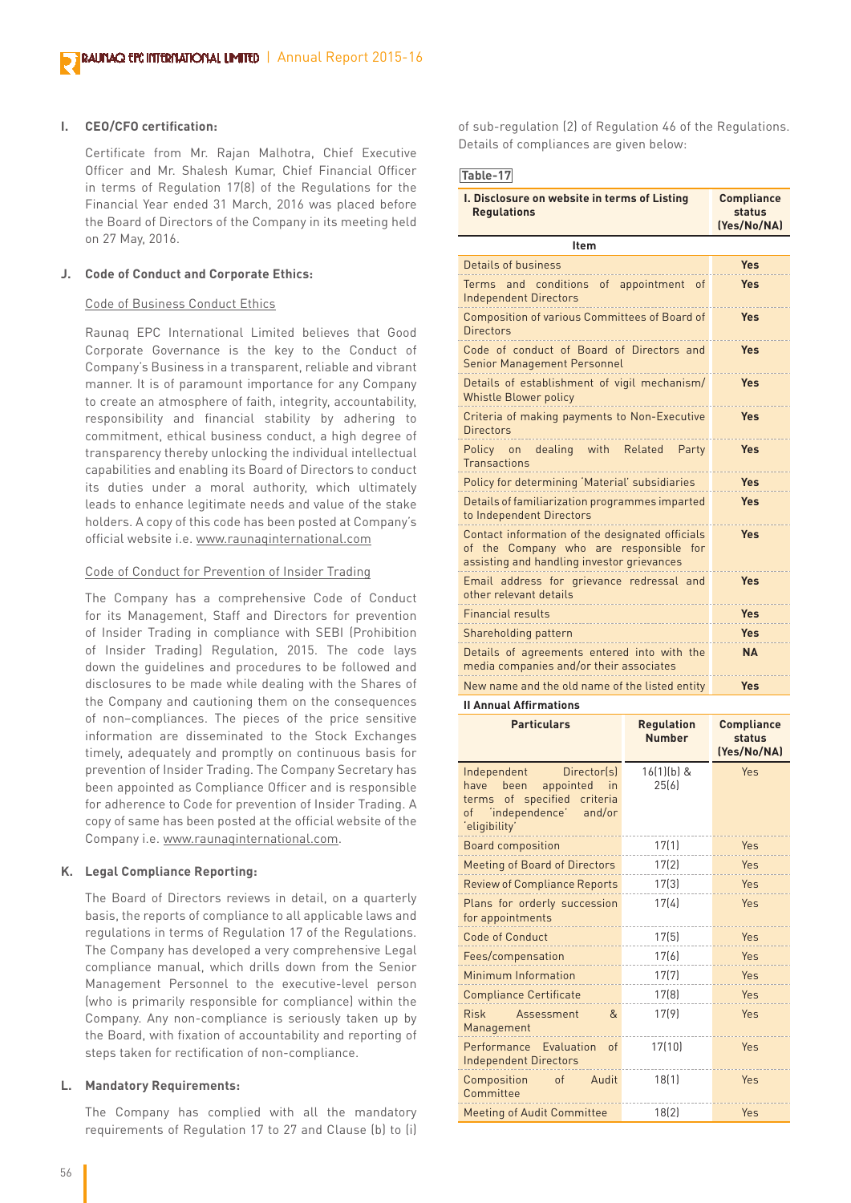### I. CEO/CFO certification:

Certificate from Mr. Rajan Malhotra, Chief Executive Officer and Mr. Shalesh Kumar, Chief Financial Officer in terms of Regulation 17(8) of the Regulations for the Financial Year ended 31 March, 2016 was placed before the Board of Directors of the Company in its meeting held on 27 May, 2016.

### J. Code of Conduct and Corporate Ethics:

Code of Business Conduct Ethics

Raunaq EPC International Limited believes that Good Corporate Governance is the key to the Conduct of Company's Business in a transparent, reliable and vibrant manner. It is of paramount importance for any Company to create an atmosphere of faith, integrity, accountability, responsibility and financial stability by adhering to commitment, ethical business conduct, a high degree of transparency thereby unlocking the individual intellectual capabilities and enabling its Board of Directors to conduct its duties under a moral authority, which ultimately leads to enhance legitimate needs and value of the stake holders. A copy of this code has been posted at Company's official website i.e. www.raunaqinternational.com

Code of Conduct for Prevention of Insider Trading

The Company has a comprehensive Code of Conduct for its Management, Staff and Directors for prevention of Insider Trading in compliance with SEBI (Prohibition of Insider Trading) Regulation, 2015. The code lays down the guidelines and procedures to be followed and disclosures to be made while dealing with the Shares of the Company and cautioning them on the consequences of non–compliances. The pieces of the price sensitive information are disseminated to the Stock Exchanges timely, adequately and promptly on continuous basis for prevention of Insider Trading. The Company Secretary has been appointed as Compliance Officer and is responsible for adherence to Code for prevention of Insider Trading. A copy of same has been posted at the official website of the Company i.e. www.raunaqinternational.com.

### K. Legal Compliance Reporting:

The Board of Directors reviews in detail, on a quarterly basis, the reports of compliance to all applicable laws and regulations in terms of Regulation 17 of the Regulations. The Company has developed a very comprehensive Legal compliance manual, which drills down from the Senior Management Personnel to the executive-level person (who is primarily responsible for compliance) within the Company. Any non-compliance is seriously taken up by the Board, with fixation of accountability and reporting of steps taken for rectification of non-compliance.

### L. Mandatory Requirements:

The Company has complied with all the mandatory requirements of Regulation 17 to 27 and Clause (b) to (i) of sub-regulation (2) of Regulation 46 of the Regulations. Details of compliances are given below:

**Table-17**

| I. Disclosure on website in terms of Listing Regulations | Compliance status (Yes/No/NA) |
|---|---|
| **Item** | |
| Details of business | **Yes** |
| Terms and conditions of appointment of Independent Directors | **Yes** |
| Composition of various Committees of Board of Directors | **Yes** |
| Code of conduct of Board of Directors and Senior Management Personnel | **Yes** |
| Details of establishment of vigil mechanism/ Whistle Blower policy | **Yes** |
| Criteria of making payments to Non-Executive Directors | **Yes** |
| Policy on dealing with Related Party Transactions | **Yes** |
| Policy for determining 'Material' subsidiaries | **Yes** |
| Details of familiarization programmes imparted to Independent Directors | **Yes** |
| Contact information of the designated officials of the Company who are responsible for assisting and handling investor grievances | **Yes** |
| Email address for grievance redressal and other relevant details | **Yes** |
| Financial results | **Yes** |
| Shareholding pattern | **Yes** |
| Details of agreements entered into with the media companies and/or their associates | **NA** |
| New name and the old name of the listed entity | **Yes** |

**II Annual Affirmations**

| Particulars | Regulation Number | Compliance status (Yes/No/NA) |
|---|---|---|
| Independent Director(s) have been appointed in terms of specified criteria of 'independence' and/or 'eligibility' | 16(1)(b) & 25(6) | Yes |
| Board composition | 17(1) | Yes |
| Meeting of Board of Directors | 17(2) | Yes |
| Review of Compliance Reports | 17(3) | Yes |
| Plans for orderly succession for appointments | 17(4) | Yes |
| Code of Conduct | 17(5) | Yes |
| Fees/compensation | 17(6) | Yes |
| Minimum Information | 17(7) | Yes |
| Compliance Certificate | 17(8) | Yes |
| Risk Assessment & Management | 17(9) | Yes |
| Performance Evaluation of Independent Directors | 17(10) | Yes |
| Composition of Audit Committee | 18(1) | Yes |
| Meeting of Audit Committee | 18(2) | Yes |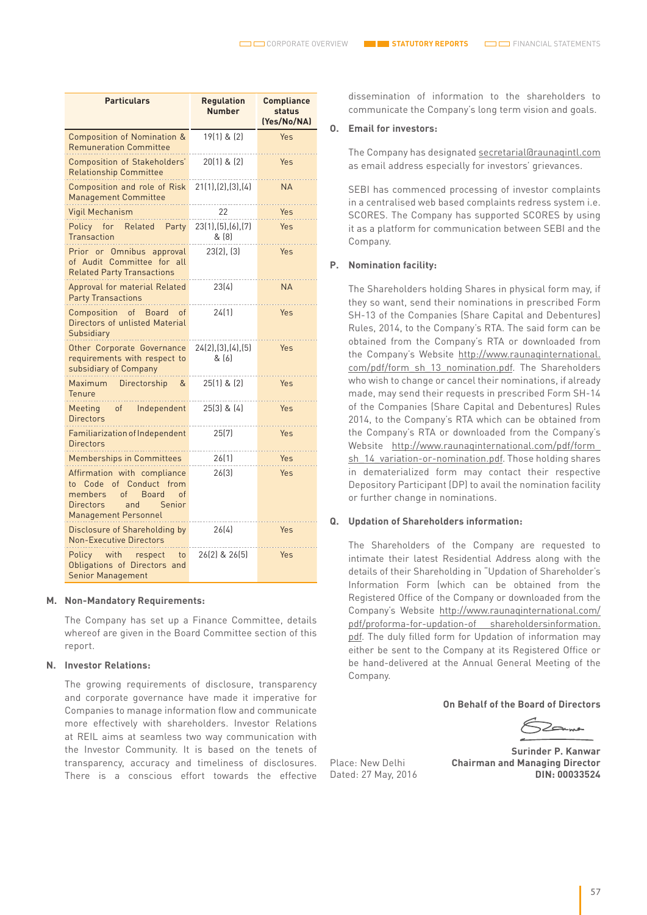| Particulars | Regulation Number | Compliance status (Yes/No/NA) |
|---|---|---|
| Composition of Nomination & Remuneration Committee | 19(1) & (2) | Yes |
| Composition of Stakeholders' Relationship Committee | 20(1) & (2) | Yes |
| Composition and role of Risk Management Committee | 21(1),(2),(3),(4) | NA |
| Vigil Mechanism | 22 | Yes |
| Policy for Related Party Transaction | 23(1),(5),(6),(7) & (8) | Yes |
| Prior or Omnibus approval of Audit Committee for all Related Party Transactions | 23(2), (3) | Yes |
| Approval for material Related Party Transactions | 23(4) | NA |
| Composition of Board of Directors of unlisted Material Subsidiary | 24(1) | Yes |
| Other Corporate Governance requirements with respect to subsidiary of Company | 24(2),(3),(4),(5) & (6) | Yes |
| Maximum Directorship & Tenure | 25(1) & (2) | Yes |
| Meeting of Independent Directors | 25(3) & (4) | Yes |
| Familiarization of Independent Directors | 25(7) | Yes |
| Memberships in Committees | 26(1) | Yes |
| Affirmation with compliance to Code of Conduct from members of Board of Directors and Senior Management Personnel | 26(3) | Yes |
| Disclosure of Shareholding by Non-Executive Directors | 26(4) | Yes |
| Policy with respect to Obligations of Directors and Senior Management | 26(2) & 26(5) | Yes |

**M. Non-Mandatory Requirements:**

The Company has set up a Finance Committee, details whereof are given in the Board Committee section of this report.

**N. Investor Relations:**

The growing requirements of disclosure, transparency and corporate governance have made it imperative for Companies to manage information flow and communicate more effectively with shareholders. Investor Relations at REIL aims at seamless two way communication with the Investor Community. It is based on the tenets of transparency, accuracy and timeliness of disclosures. There is a conscious effort towards the effective dissemination of information to the shareholders to communicate the Company's long term vision and goals.

**O. Email for investors:**

The Company has designated secretarial@raunaqintl.com as email address especially for investors' grievances.

SEBI has commenced processing of investor complaints in a centralised web based complaints redress system i.e. SCORES. The Company has supported SCORES by using it as a platform for communication between SEBI and the Company.

**P. Nomination facility:**

The Shareholders holding Shares in physical form may, if they so want, send their nominations in prescribed Form SH-13 of the Companies (Share Capital and Debentures) Rules, 2014, to the Company's RTA. The said form can be obtained from the Company's RTA or downloaded from the Company's Website http://www.raunaqinternational.com/pdf/form_sh_13_nomination.pdf. The Shareholders who wish to change or cancel their nominations, if already made, may send their requests in prescribed Form SH-14 of the Companies (Share Capital and Debentures) Rules 2014, to the Company's RTA which can be obtained from the Company's RTA or downloaded from the Company's Website http://www.raunaqinternational.com/pdf/form_sh_14_variation-or-nomination.pdf. Those holding shares in dematerialized form may contact their respective Depository Participant (DP) to avail the nomination facility or further change in nominations.

**Q. Updation of Shareholders information:**

The Shareholders of the Company are requested to intimate their latest Residential Address along with the details of their Shareholding in "Updation of Shareholder's Information Form (which can be obtained from the Registered Office of the Company or downloaded from the Company's Website http://www.raunaqinternational.com/pdf/proforma-for-updation-of_shareholdersinformation.pdf. The duly filled form for Updation of information may either be sent to the Company at its Registered Office or be hand-delivered at the Annual General Meeting of the Company.

**On Behalf of the Board of Directors**

**Surinder P. Kanwar**
**Chairman and Managing Director**
**DIN: 00033524**

Place: New Delhi
Dated: 27 May, 2016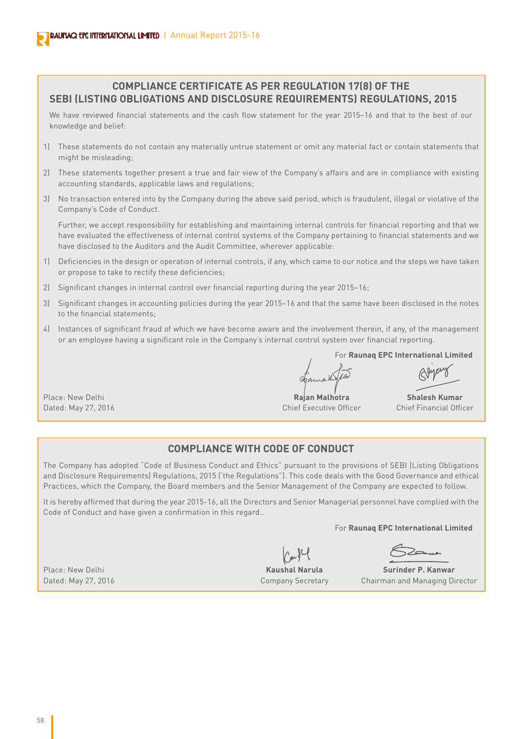## COMPLIANCE CERTIFICATE AS PER REGULATION 17(8) OF THE SEBI (LISTING OBLIGATIONS AND DISCLOSURE REQUIREMENTS) REGULATIONS, 2015

We have reviewed financial statements and the cash flow statement for the year 2015–16 and that to the best of our knowledge and belief:

1) These statements do not contain any materially untrue statement or omit any material fact or contain statements that might be misleading;
2) These statements together present a true and fair view of the Company's affairs and are in compliance with existing accounting standards, applicable laws and regulations;
3) No transaction entered into by the Company during the above said period, which is fraudulent, illegal or violative of the Company's Code of Conduct.

Further, we accept responsibility for establishing and maintaining internal controls for financial reporting and that we have evaluated the effectiveness of internal control systems of the Company pertaining to financial statements and we have disclosed to the Auditors and the Audit Committee, wherever applicable:

1) Deficiencies in the design or operation of internal controls, if any, which came to our notice and the steps we have taken or propose to take to rectify these deficiencies;
2) Significant changes in internal control over financial reporting during the year 2015–16;
3) Significant changes in accounting policies during the year 2015–16 and that the same have been disclosed in the notes to the financial statements;
4) Instances of significant fraud of which we have become aware and the involvement therein, if any, of the management or an employee having a significant role in the Company's internal control system over financial reporting.

For **Raunaq EPC International Limited**

Place: New Delhi
Dated: May 27, 2016

**Rajan Malhotra**
Chief Executive Officer

**Shalesh Kumar**
Chief Financial Officer

## COMPLIANCE WITH CODE OF CONDUCT

The Company has adopted "Code of Business Conduct and Ethics" pursuant to the provisions of SEBI (Listing Obligations and Disclosure Requirements) Regulations, 2015 ('the Regulations"). This code deals with the Good Governance and ethical Practices, which the Company, the Board members and the Senior Management of the Company are expected to follow.

It is hereby affirmed that during the year 2015-16, all the Directors and Senior Managerial personnel have complied with the Code of Conduct and have given a confirmation in this regard..

For **Raunaq EPC International Limited**

Place: New Delhi
Dated: May 27, 2016

**Kaushal Narula**
Company Secretary

**Surinder P. Kanwar**
Chairman and Managing Director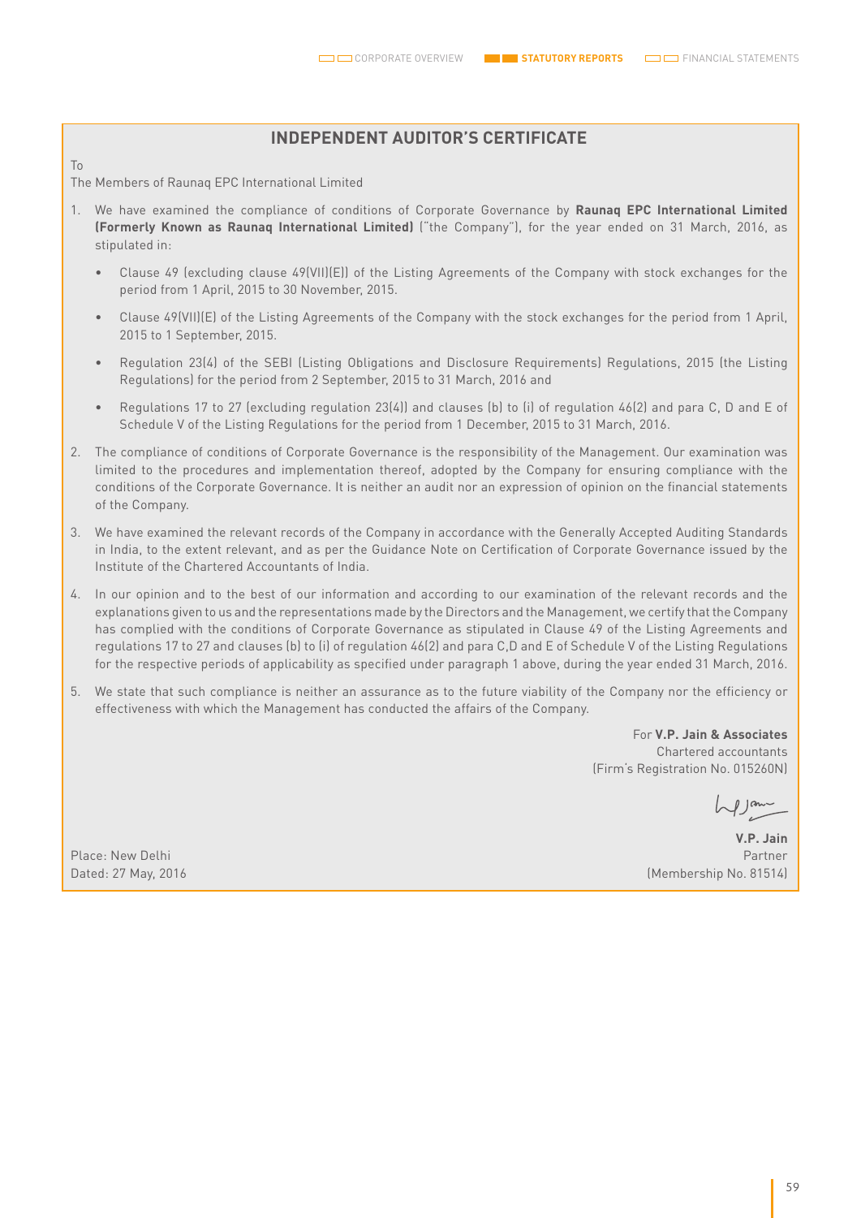# INDEPENDENT AUDITOR'S CERTIFICATE

To

The Members of Raunaq EPC International Limited

1. We have examined the compliance of conditions of Corporate Governance by **Raunaq EPC International Limited (Formerly Known as Raunaq International Limited)** ("the Company"), for the year ended on 31 March, 2016, as stipulated in:

   - Clause 49 (excluding clause 49(VII)(E)) of the Listing Agreements of the Company with stock exchanges for the period from 1 April, 2015 to 30 November, 2015.
   - Clause 49(VII)(E) of the Listing Agreements of the Company with the stock exchanges for the period from 1 April, 2015 to 1 September, 2015.
   - Regulation 23(4) of the SEBI (Listing Obligations and Disclosure Requirements) Regulations, 2015 (the Listing Regulations) for the period from 2 September, 2015 to 31 March, 2016 and
   - Regulations 17 to 27 (excluding regulation 23(4)) and clauses (b) to (i) of regulation 46(2) and para C, D and E of Schedule V of the Listing Regulations for the period from 1 December, 2015 to 31 March, 2016.

2. The compliance of conditions of Corporate Governance is the responsibility of the Management. Our examination was limited to the procedures and implementation thereof, adopted by the Company for ensuring compliance with the conditions of the Corporate Governance. It is neither an audit nor an expression of opinion on the financial statements of the Company.

3. We have examined the relevant records of the Company in accordance with the Generally Accepted Auditing Standards in India, to the extent relevant, and as per the Guidance Note on Certification of Corporate Governance issued by the Institute of the Chartered Accountants of India.

4. In our opinion and to the best of our information and according to our examination of the relevant records and the explanations given to us and the representations made by the Directors and the Management, we certify that the Company has complied with the conditions of Corporate Governance as stipulated in Clause 49 of the Listing Agreements and regulations 17 to 27 and clauses (b) to (i) of regulation 46(2) and para C,D and E of Schedule V of the Listing Regulations for the respective periods of applicability as specified under paragraph 1 above, during the year ended 31 March, 2016.

5. We state that such compliance is neither an assurance as to the future viability of the Company nor the efficiency or effectiveness with which the Management has conducted the affairs of the Company.

For **V.P. Jain & Associates**
Chartered accountants
(Firm's Registration No. 015260N)

**V.P. Jain**
Partner
(Membership No. 81514)

Place: New Delhi
Dated: 27 May, 2016